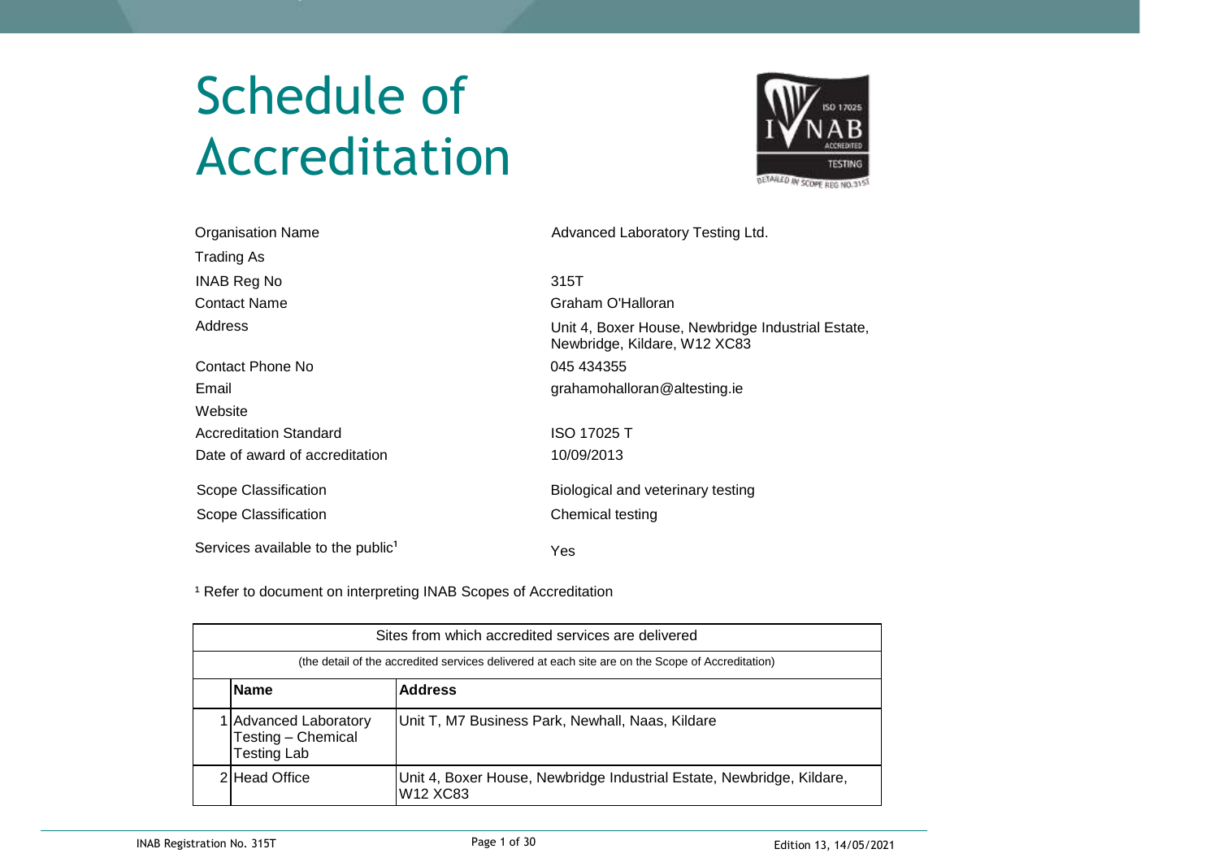# Schedule of Accreditation

| | |
|---|---|
| Organisation Name | Advanced Laboratory Testing Ltd. |
| Trading As | |
| INAB Reg No | 315T |
| Contact Name | Graham O'Halloran |
| Address | Unit 4, Boxer House, Newbridge Industrial Estate, Newbridge, Kildare, W12 XC83 |
| Contact Phone No | 045 434355 |
| Email | grahamohalloran@altesting.ie |
| Website | |
| Accreditation Standard | ISO 17025 T |
| Date of award of accreditation | 10/09/2013 |
| Scope Classification | Biological and veterinary testing |
| Scope Classification | Chemical testing |
| Services available to the public[1] | Yes |

[1] Refer to document on interpreting INAB Scopes of Accreditation

**Sites from which accredited services are delivered**

(the detail of the accredited services delivered at each site are on the Scope of Accreditation)

| | Name | Address |
|---|---|---|
| 1 | Advanced Laboratory Testing – Chemical Testing Lab | Unit T, M7 Business Park, Newhall, Naas, Kildare |
| 2 | Head Office | Unit 4, Boxer House, Newbridge Industrial Estate, Newbridge, Kildare, W12 XC83 |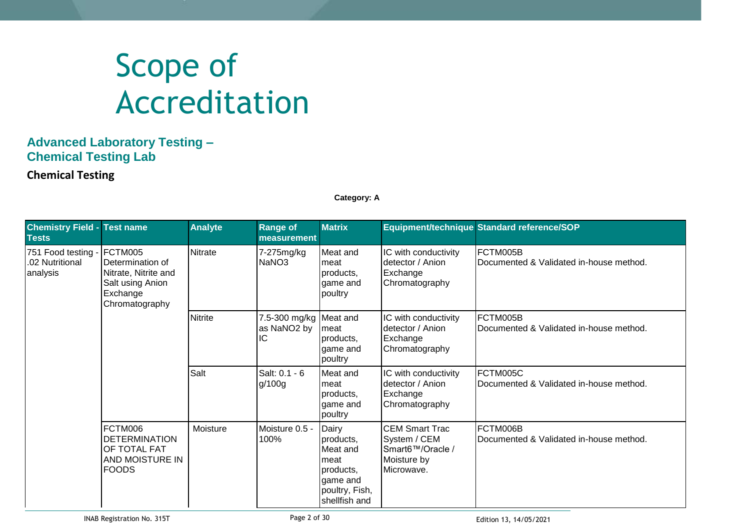# Scope of Accreditation

## Advanced Laboratory Testing – Chemical Testing Lab

### Chemical Testing

**Category: A**

| Chemistry Field - Tests | Test name | Analyte | Range of measurement | Matrix | Equipment/technique | Standard reference/SOP |
|---|---|---|---|---|---|---|
| 751 Food testing - .02 Nutritional analysis | FCTM005 Determination of Nitrate, Nitrite and Salt using Anion Exchange Chromatography | Nitrate | 7-275mg/kg $NaNO_3$ | Meat and meat products, game and poultry | IC with conductivity detector / Anion Exchange Chromatography | FCTM005B Documented & Validated in-house method. |
| | | Nitrite | 7.5-300 mg/kg as $NaNO_2$ by IC | Meat and meat products, game and poultry | IC with conductivity detector / Anion Exchange Chromatography | FCTM005B Documented & Validated in-house method. |
| | | Salt | Salt: 0.1 - 6 g/100g | Meat and meat products, game and poultry | IC with conductivity detector / Anion Exchange Chromatography | FCTM005C Documented & Validated in-house method. |
| | FCTM006 DETERMINATION OF TOTAL FAT AND MOISTURE IN FOODS | Moisture | Moisture 0.5 - 100% | Dairy products, Meat and meat products, game and poultry, Fish, shellfish and | CEM Smart Trac System / CEM Smart6™/Oracle / Moisture by Microwave. | FCTM006B Documented & Validated in-house method. |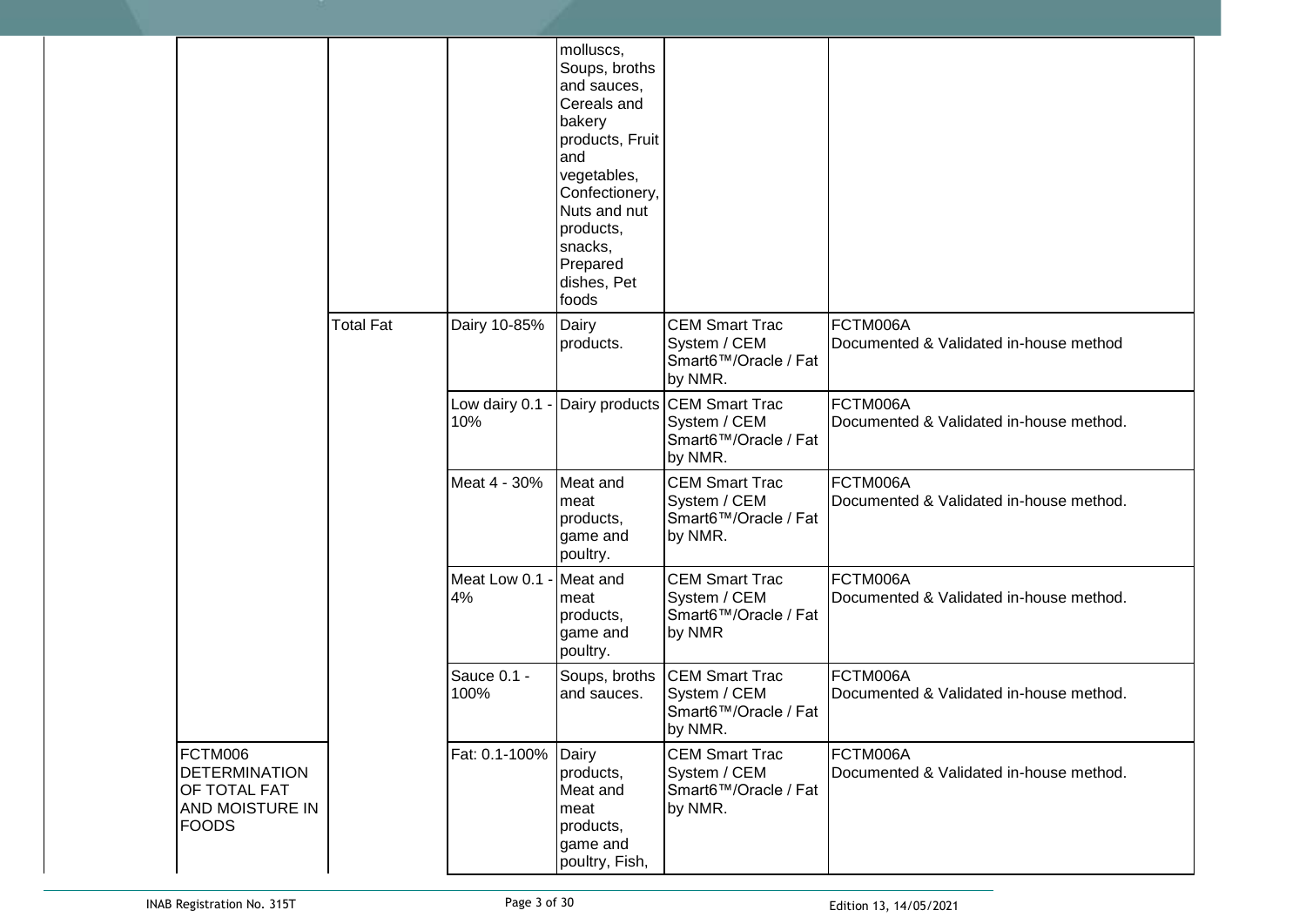| | | | | | |
|---|---|---|---|---|---|
| | | | molluscs, Soups, broths and sauces, Cereals and bakery products, Fruit and vegetables, Confectionery, Nuts and nut products, snacks, Prepared dishes, Pet foods | | |
| | Total Fat | Dairy 10-85% | Dairy products. | CEM Smart Trac System / CEM Smart6™/Oracle / Fat by NMR. | FCTM006A Documented & Validated in-house method |
| | | Low dairy 0.1 - 10% | Dairy products | CEM Smart Trac System / CEM Smart6™/Oracle / Fat by NMR. | FCTM006A Documented & Validated in-house method. |
| | | Meat 4 - 30% | Meat and meat products, game and poultry. | CEM Smart Trac System / CEM Smart6™/Oracle / Fat by NMR. | FCTM006A Documented & Validated in-house method. |
| | | Meat Low 0.1 - 4% | Meat and meat products, game and poultry. | CEM Smart Trac System / CEM Smart6™/Oracle / Fat by NMR | FCTM006A Documented & Validated in-house method. |
| | | Sauce 0.1 - 100% | Soups, broths and sauces. | CEM Smart Trac System / CEM Smart6™/Oracle / Fat by NMR. | FCTM006A Documented & Validated in-house method. |
| FCTM006 DETERMINATION OF TOTAL FAT AND MOISTURE IN FOODS | | Fat: 0.1-100% | Dairy products, Meat and meat products, game and poultry, Fish, | CEM Smart Trac System / CEM Smart6™/Oracle / Fat by NMR. | FCTM006A Documented & Validated in-house method. |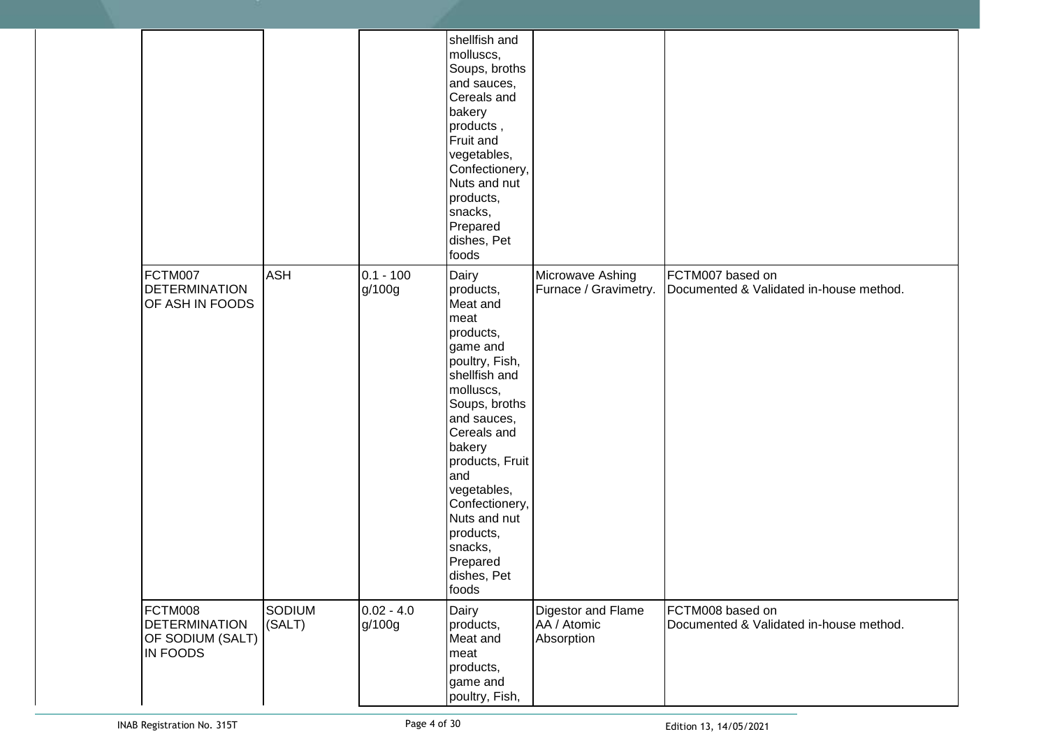| | | | | | |
|---|---|---|---|---|---|
| | | | shellfish and molluscs, Soups, broths and sauces, Cereals and bakery products , Fruit and vegetables, Confectionery, Nuts and nut products, snacks, Prepared dishes, Pet foods | | |
| FCTM007 DETERMINATION OF ASH IN FOODS | ASH | 0.1 - 100 g/100g | Dairy products, Meat and meat products, game and poultry, Fish, shellfish and molluscs, Soups, broths and sauces, Cereals and bakery products, Fruit and vegetables, Confectionery, Nuts and nut products, snacks, Prepared dishes, Pet foods | Microwave Ashing Furnace / Gravimetry. | FCTM007 based on Documented & Validated in-house method. |
| FCTM008 DETERMINATION OF SODIUM (SALT) IN FOODS | SODIUM (SALT) | 0.02 - 4.0 g/100g | Dairy products, Meat and meat products, game and poultry, Fish, | Digestor and Flame AA / Atomic Absorption | FCTM008 based on Documented & Validated in-house method. |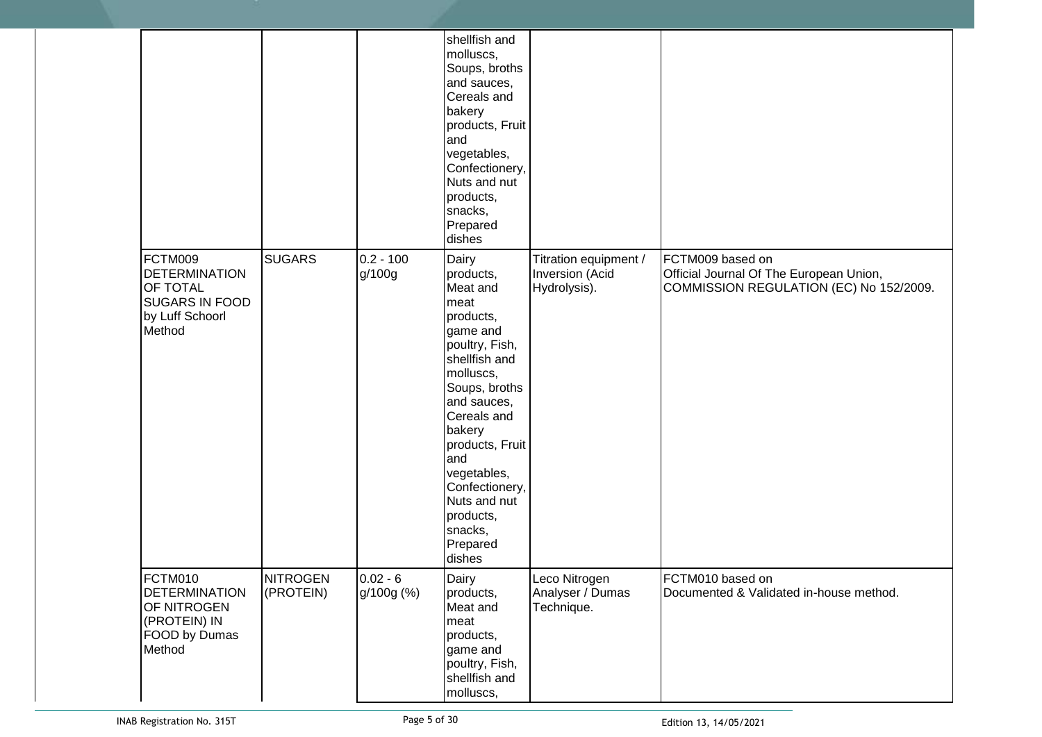| | | | | | |
|---|---|---|---|---|---|
| | | | shellfish and molluscs, Soups, broths and sauces, Cereals and bakery products, Fruit and vegetables, Confectionery, Nuts and nut products, snacks, Prepared dishes | | |
| FCTM009 DETERMINATION OF TOTAL SUGARS IN FOOD by Luff Schoorl Method | SUGARS | 0.2 - 100 g/100g | Dairy products, Meat and meat products, game and poultry, Fish, shellfish and molluscs, Soups, broths and sauces, Cereals and bakery products, Fruit and vegetables, Confectionery, Nuts and nut products, snacks, Prepared dishes | Titration equipment / Inversion (Acid Hydrolysis). | FCTM009 based on Official Journal Of The European Union, COMMISSION REGULATION (EC) No 152/2009. |
| FCTM010 DETERMINATION OF NITROGEN (PROTEIN) IN FOOD by Dumas Method | NITROGEN (PROTEIN) | 0.02 - 6 g/100g (%) | Dairy products, Meat and meat products, game and poultry, Fish, shellfish and molluscs, | Leco Nitrogen Analyser / Dumas Technique. | FCTM010 based on Documented & Validated in-house method. |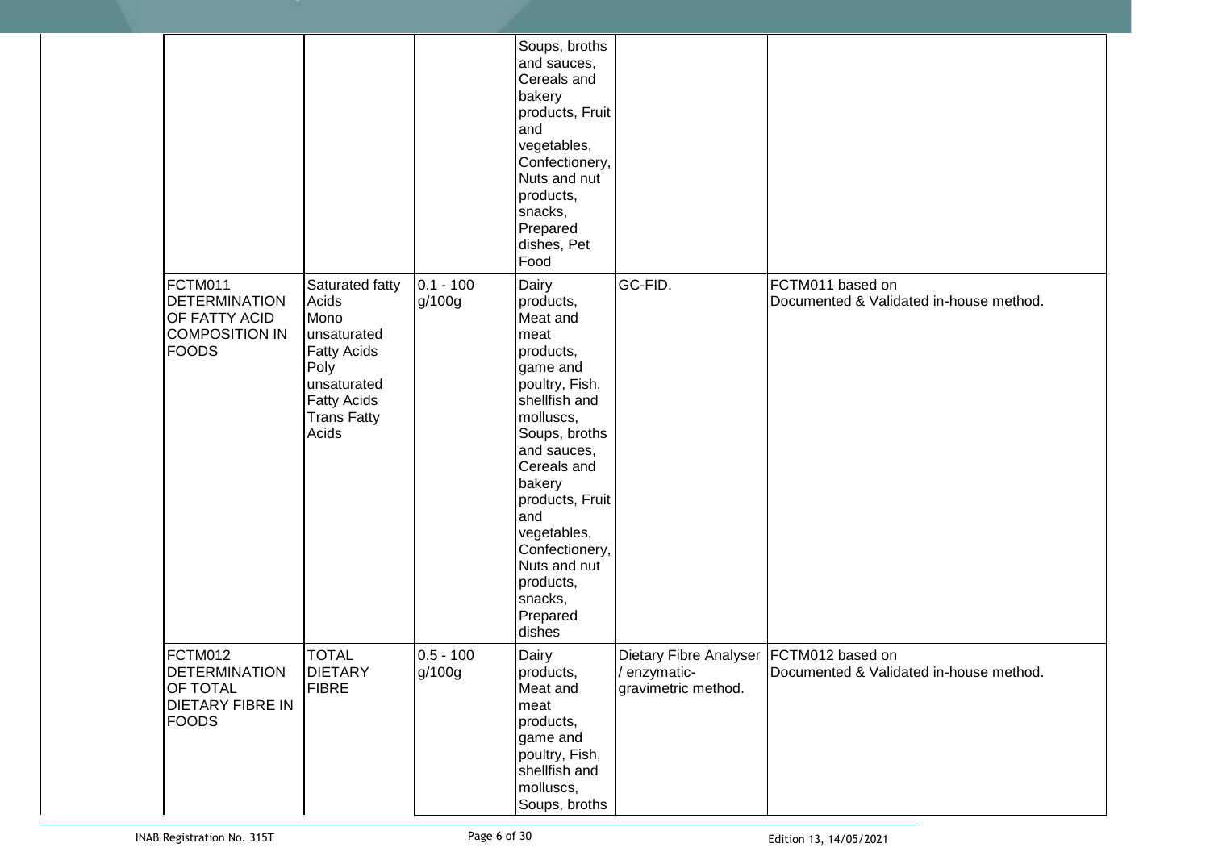| | | | | | |
|---|---|---|---|---|---|
| | | | Soups, broths and sauces, Cereals and bakery products, Fruit and vegetables, Confectionery, Nuts and nut products, snacks, Prepared dishes, Pet Food | | |
| FCTM011 DETERMINATION OF FATTY ACID COMPOSITION IN FOODS | Saturated fatty Acids Mono unsaturated Fatty Acids Poly unsaturated Fatty Acids Trans Fatty Acids | 0.1 - 100 g/100g | Dairy products, Meat and meat products, game and poultry, Fish, shellfish and molluscs, Soups, broths and sauces, Cereals and bakery products, Fruit and vegetables, Confectionery, Nuts and nut products, snacks, Prepared dishes | GC-FID. | FCTM011 based on Documented & Validated in-house method. |
| FCTM012 DETERMINATION OF TOTAL DIETARY FIBRE IN FOODS | TOTAL DIETARY FIBRE | 0.5 - 100 g/100g | Dairy products, Meat and meat products, game and poultry, Fish, shellfish and molluscs, Soups, broths | Dietary Fibre Analyser / enzymatic-gravimetric method. | FCTM012 based on Documented & Validated in-house method. |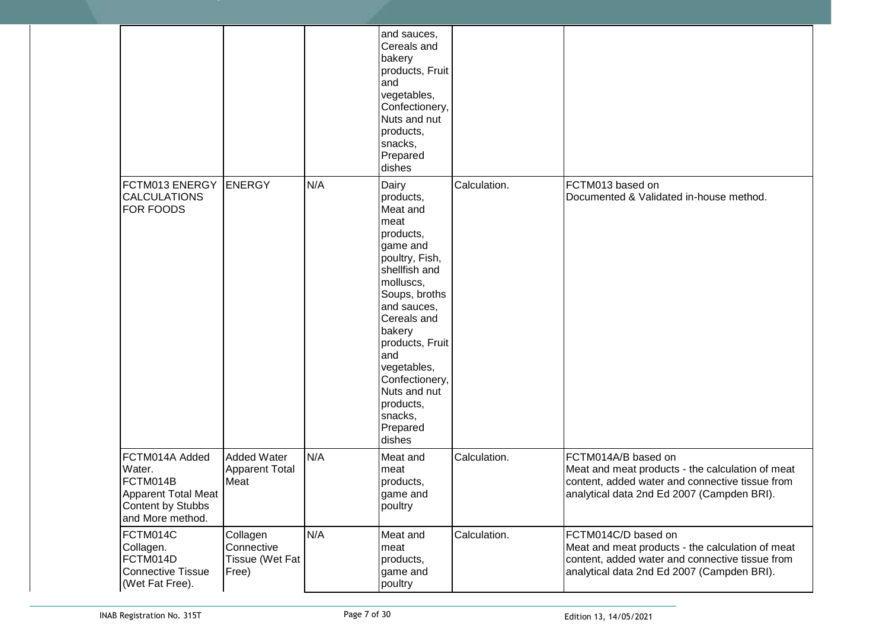| | | | | | |
|---|---|---|---|---|---|
| | | | and sauces, Cereals and bakery products, Fruit and vegetables, Confectionery, Nuts and nut products, snacks, Prepared dishes | | |
| FCTM013 ENERGY CALCULATIONS FOR FOODS | ENERGY | N/A | Dairy products, Meat and meat products, game and poultry, Fish, shellfish and molluscs, Soups, broths and sauces, Cereals and bakery products, Fruit and vegetables, Confectionery, Nuts and nut products, snacks, Prepared dishes | Calculation. | FCTM013 based on Documented & Validated in-house method. |
| FCTM014A Added Water. FCTM014B Apparent Total Meat Content by Stubbs and More method. | Added Water Apparent Total Meat | N/A | Meat and meat products, game and poultry | Calculation. | FCTM014A/B based on Meat and meat products - the calculation of meat content, added water and connective tissue from analytical data 2nd Ed 2007 (Campden BRI). |
| FCTM014C Collagen. FCTM014D Connective Tissue (Wet Fat Free). | Collagen Connective Tissue (Wet Fat Free) | N/A | Meat and meat products, game and poultry | Calculation. | FCTM014C/D based on Meat and meat products - the calculation of meat content, added water and connective tissue from analytical data 2nd Ed 2007 (Campden BRI). |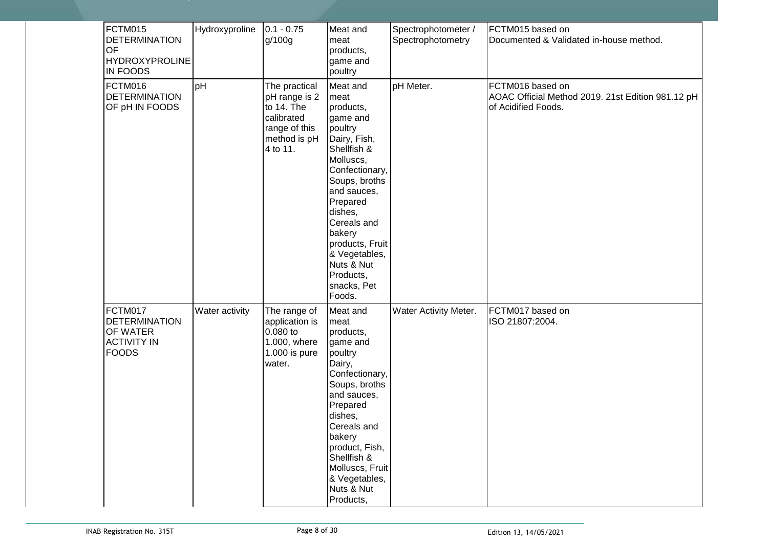| | | | | | |
|---|---|---|---|---|---|
| FCTM015 DETERMINATION OF HYDROXYPROLINE IN FOODS | Hydroxyproline | 0.1 - 0.75 g/100g | Meat and meat products, game and poultry | Spectrophotometer / Spectrophotometry | FCTM015 based on Documented & Validated in-house method. |
| FCTM016 DETERMINATION OF pH IN FOODS | pH | The practical pH range is 2 to 14. The calibrated range of this method is pH 4 to 11. | Meat and meat products, game and poultry Dairy, Fish, Shellfish & Molluscs, Confectionary, Soups, broths and sauces, Prepared dishes, Cereals and bakery products, Fruit & Vegetables, Nuts & Nut Products, snacks, Pet Foods. | pH Meter. | FCTM016 based on AOAC Official Method 2019. 21st Edition 981.12 pH of Acidified Foods. |
| FCTM017 DETERMINATION OF WATER ACTIVITY IN FOODS | Water activity | The range of application is 0.080 to 1.000, where 1.000 is pure water. | Meat and meat products, game and poultry Dairy, Confectionary, Soups, broths and sauces, Prepared dishes, Cereals and bakery product, Fish, Shellfish & Molluscs, Fruit & Vegetables, Nuts & Nut Products, | Water Activity Meter. | FCTM017 based on ISO 21807:2004. |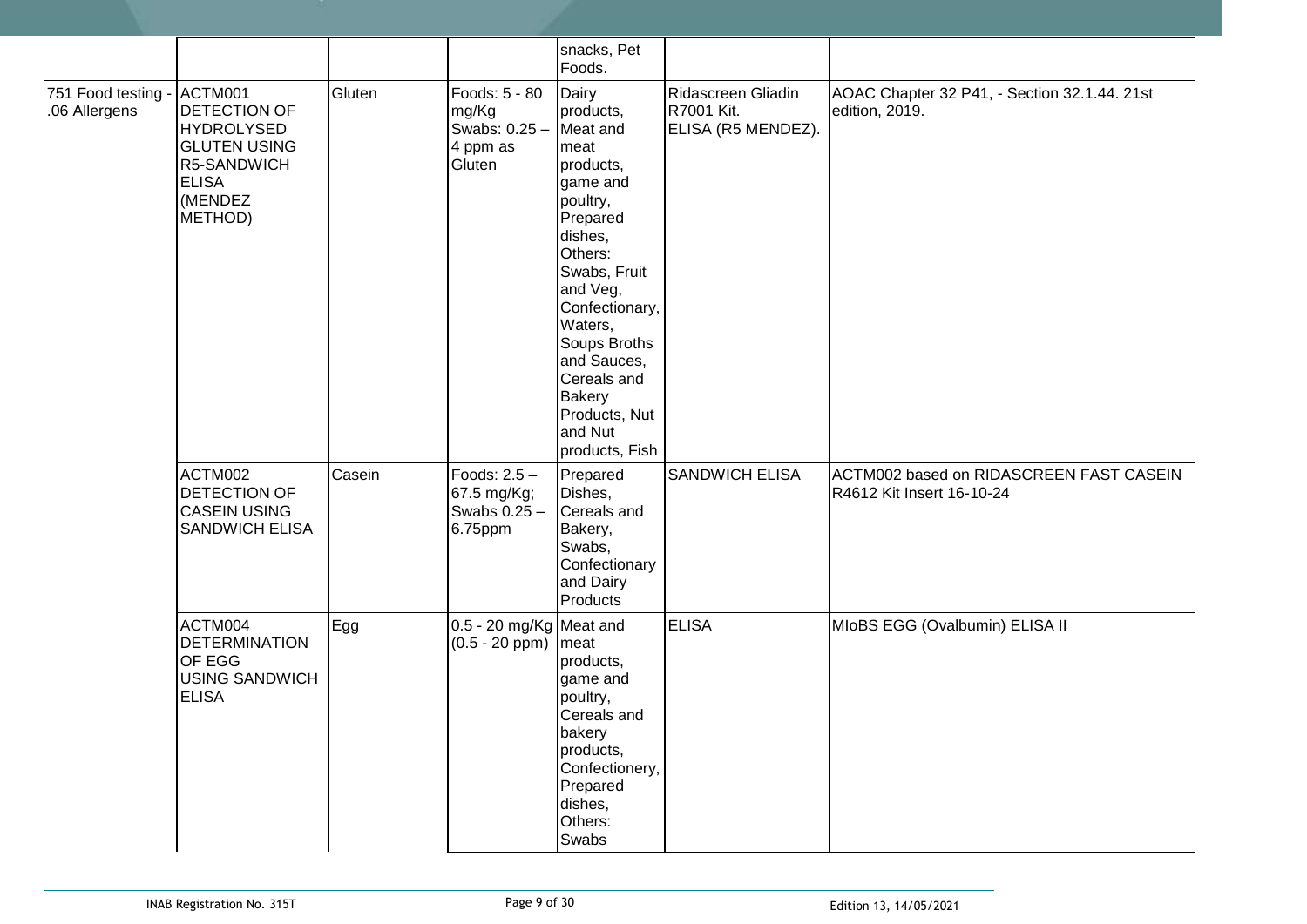| | | | | snacks, Pet Foods. | | |
|---|---|---|---|---|---|---|
| 751 Food testing - .06 Allergens | ACTM001 DETECTION OF HYDROLYSED GLUTEN USING R5-SANDWICH ELISA (MENDEZ METHOD) | Gluten | Foods: 5 - 80 mg/Kg Swabs: 0.25 – 4 ppm as Gluten | Dairy products, Meat and meat products, game and poultry, Prepared dishes, Others: Swabs, Fruit and Veg, Confectionary, Waters, Soups Broths and Sauces, Cereals and Bakery Products, Nut and Nut products, Fish | Ridascreen Gliadin R7001 Kit. ELISA (R5 MENDEZ). | AOAC Chapter 32 P41, - Section 32.1.44. 21st edition, 2019. |
| | ACTM002 DETECTION OF CASEIN USING SANDWICH ELISA | Casein | Foods: 2.5 – 67.5 mg/Kg; Swabs 0.25 – 6.75ppm | Prepared Dishes, Cereals and Bakery, Swabs, Confectionary and Dairy Products | SANDWICH ELISA | ACTM002 based on RIDASCREEN FAST CASEIN R4612 Kit Insert 16-10-24 |
| | ACTM004 DETERMINATION OF EGG USING SANDWICH ELISA | Egg | 0.5 - 20 mg/Kg (0.5 - 20 ppm) | Meat and meat products, game and poultry, Cereals and bakery products, Confectionery, Prepared dishes, Others: Swabs | ELISA | MIoBS EGG (Ovalbumin) ELISA II |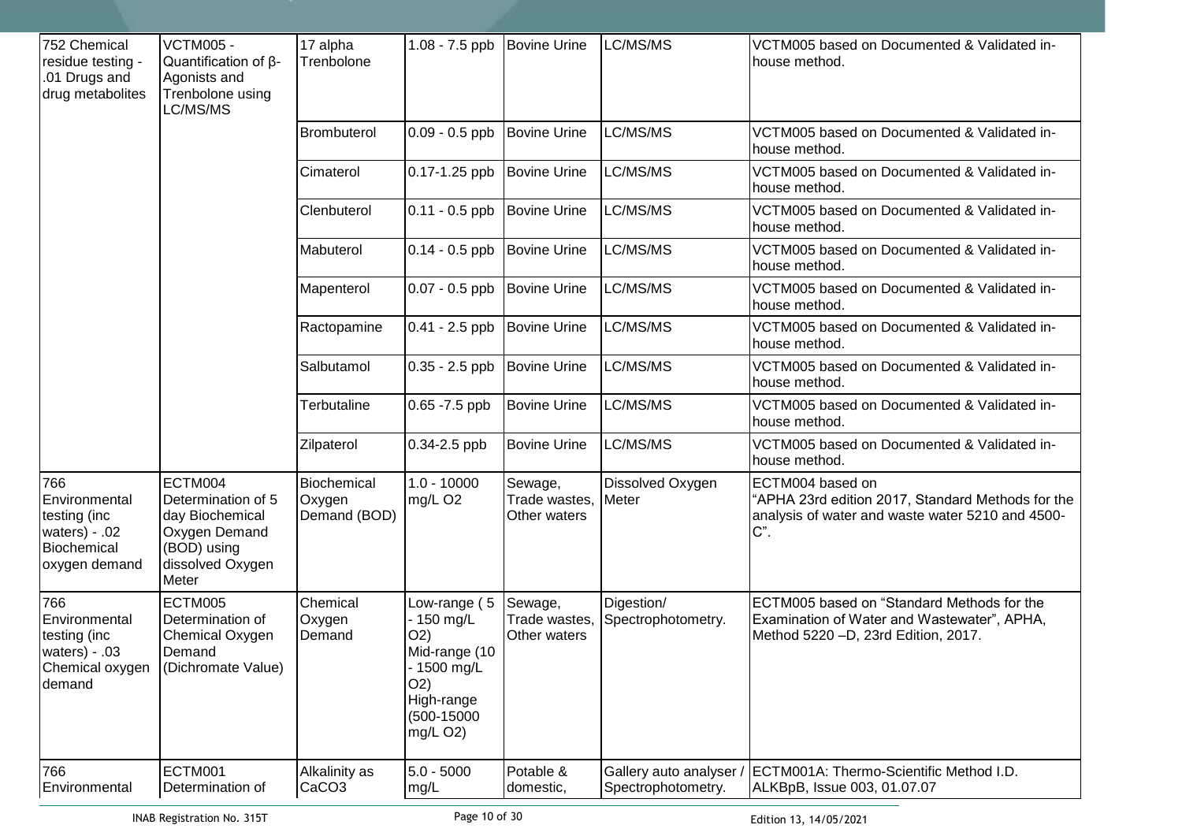| | | | | | | |
|---|---|---|---|---|---|---|
| 752 Chemical residue testing - .01 Drugs and drug metabolites | VCTM005 - Quantification of β-Agonists and Trenbolone using LC/MS/MS | 17 alpha Trenbolone | 1.08 - 7.5 ppb | Bovine Urine | LC/MS/MS | VCTM005 based on Documented & Validated in-house method. |
| | | Brombuterol | 0.09 - 0.5 ppb | Bovine Urine | LC/MS/MS | VCTM005 based on Documented & Validated in-house method. |
| | | Cimaterol | 0.17-1.25 ppb | Bovine Urine | LC/MS/MS | VCTM005 based on Documented & Validated in-house method. |
| | | Clenbuterol | 0.11 - 0.5 ppb | Bovine Urine | LC/MS/MS | VCTM005 based on Documented & Validated in-house method. |
| | | Mabuterol | 0.14 - 0.5 ppb | Bovine Urine | LC/MS/MS | VCTM005 based on Documented & Validated in-house method. |
| | | Mapenterol | 0.07 - 0.5 ppb | Bovine Urine | LC/MS/MS | VCTM005 based on Documented & Validated in-house method. |
| | | Ractopamine | 0.41 - 2.5 ppb | Bovine Urine | LC/MS/MS | VCTM005 based on Documented & Validated in-house method. |
| | | Salbutamol | 0.35 - 2.5 ppb | Bovine Urine | LC/MS/MS | VCTM005 based on Documented & Validated in-house method. |
| | | Terbutaline | 0.65 -7.5 ppb | Bovine Urine | LC/MS/MS | VCTM005 based on Documented & Validated in-house method. |
| | | Zilpaterol | 0.34-2.5 ppb | Bovine Urine | LC/MS/MS | VCTM005 based on Documented & Validated in-house method. |
| 766 Environmental testing (inc waters) - .02 Biochemical oxygen demand | ECTM004 Determination of 5 day Biochemical Oxygen Demand (BOD) using dissolved Oxygen Meter | Biochemical Oxygen Demand (BOD) | 1.0 - 10000 mg/L $O_2$ | Sewage, Trade wastes, Other waters | Dissolved Oxygen Meter | ECTM004 based on "APHA 23rd edition 2017, Standard Methods for the analysis of water and waste water 5210 and 4500-C". |
| 766 Environmental testing (inc waters) - .03 Chemical oxygen demand | ECTM005 Determination of Chemical Oxygen Demand (Dichromate Value) | Chemical Oxygen Demand | Low-range ( 5 - 150 mg/L $O_2$) Mid-range (10 - 1500 mg/L $O_2$) High-range (500-15000 mg/L $O_2$) | Sewage, Trade wastes, Other waters | Digestion/ Spectrophotometry. | ECTM005 based on "Standard Methods for the Examination of Water and Wastewater", APHA, Method 5220 –D, 23rd Edition, 2017. |
| 766 Environmental | ECTM001 Determination of | Alkalinity as $CaCO_3$ | 5.0 - 5000 mg/L | Potable & domestic, | Gallery auto analyser / Spectrophotometry. | ECTM001A: Thermo-Scientific Method I.D. ALKBpB, Issue 003, 01.07.07 |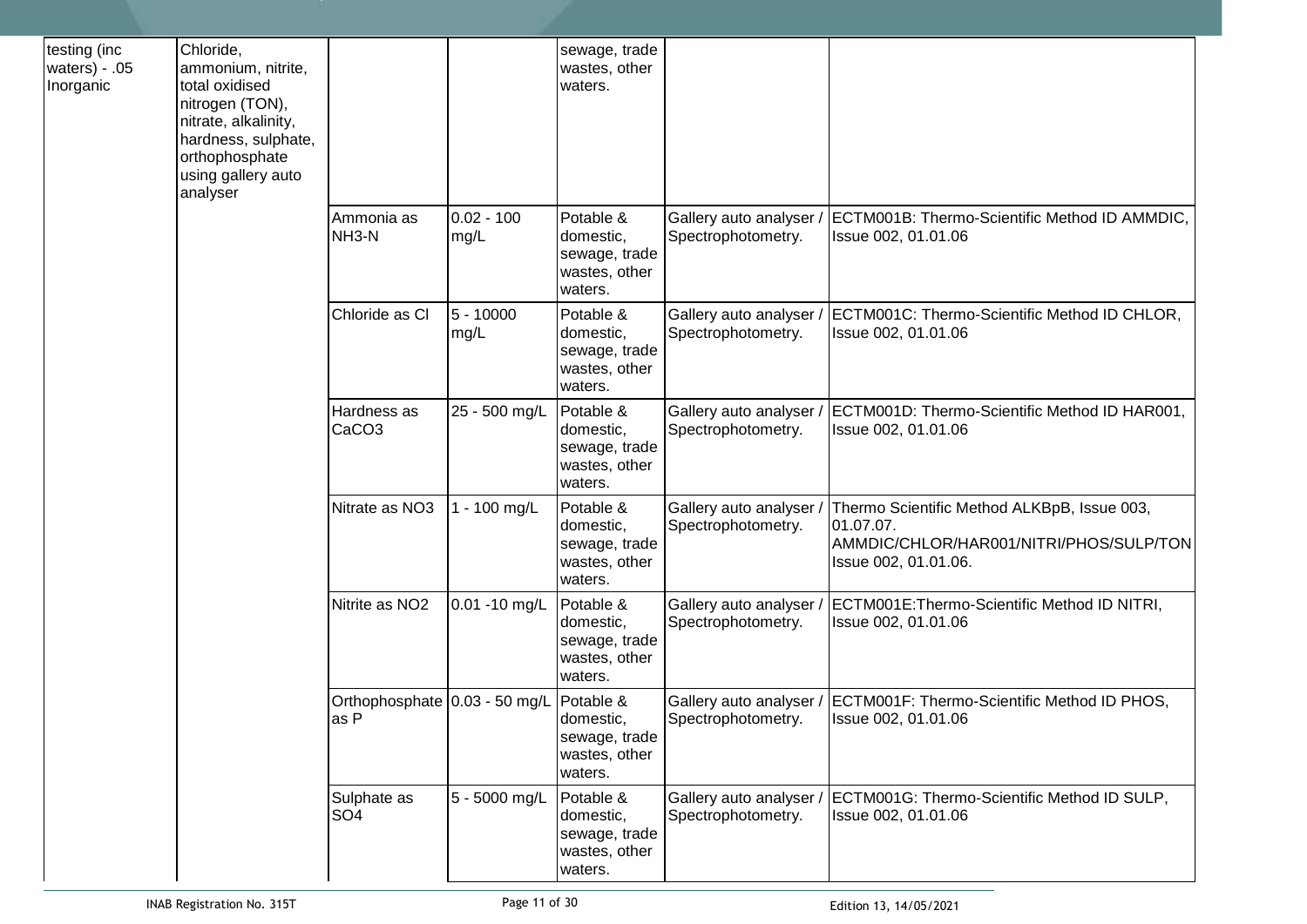| | | | | | | |
|---|---|---|---|---|---|---|
| testing (inc waters) - .05 Inorganic | Chloride, ammonium, nitrite, total oxidised nitrogen (TON), nitrate, alkalinity, hardness, sulphate, orthophosphate using gallery auto analyser | | | sewage, trade wastes, other waters. | | |
| | | Ammonia as $NH_3$-N | 0.02 - 100 mg/L | Potable & domestic, sewage, trade wastes, other waters. | Gallery auto analyser / Spectrophotometry. | ECTM001B: Thermo-Scientific Method ID AMMDIC, Issue 002, 01.01.06 |
| | | Chloride as Cl | 5 - 10000 mg/L | Potable & domestic, sewage, trade wastes, other waters. | Gallery auto analyser / Spectrophotometry. | ECTM001C: Thermo-Scientific Method ID CHLOR, Issue 002, 01.01.06 |
| | | Hardness as $CaCO_3$ | 25 - 500 mg/L | Potable & domestic, sewage, trade wastes, other waters. | Gallery auto analyser / Spectrophotometry. | ECTM001D: Thermo-Scientific Method ID HAR001, Issue 002, 01.01.06 |
| | | Nitrate as $NO_3$ | 1 - 100 mg/L | Potable & domestic, sewage, trade wastes, other waters. | Gallery auto analyser / Spectrophotometry. | Thermo Scientific Method ALKBpB, Issue 003, 01.07.07. AMMDIC/CHLOR/HAR001/NITRI/PHOS/SULP/TON Issue 002, 01.01.06. |
| | | Nitrite as $NO_2$ | 0.01 -10 mg/L | Potable & domestic, sewage, trade wastes, other waters. | Gallery auto analyser / Spectrophotometry. | ECTM001E:Thermo-Scientific Method ID NITRI, Issue 002, 01.01.06 |
| | | Orthophosphate as P | 0.03 - 50 mg/L | Potable & domestic, sewage, trade wastes, other waters. | Gallery auto analyser / Spectrophotometry. | ECTM001F: Thermo-Scientific Method ID PHOS, Issue 002, 01.01.06 |
| | | Sulphate as $SO_4$ | 5 - 5000 mg/L | Potable & domestic, sewage, trade wastes, other waters. | Gallery auto analyser / Spectrophotometry. | ECTM001G: Thermo-Scientific Method ID SULP, Issue 002, 01.01.06 |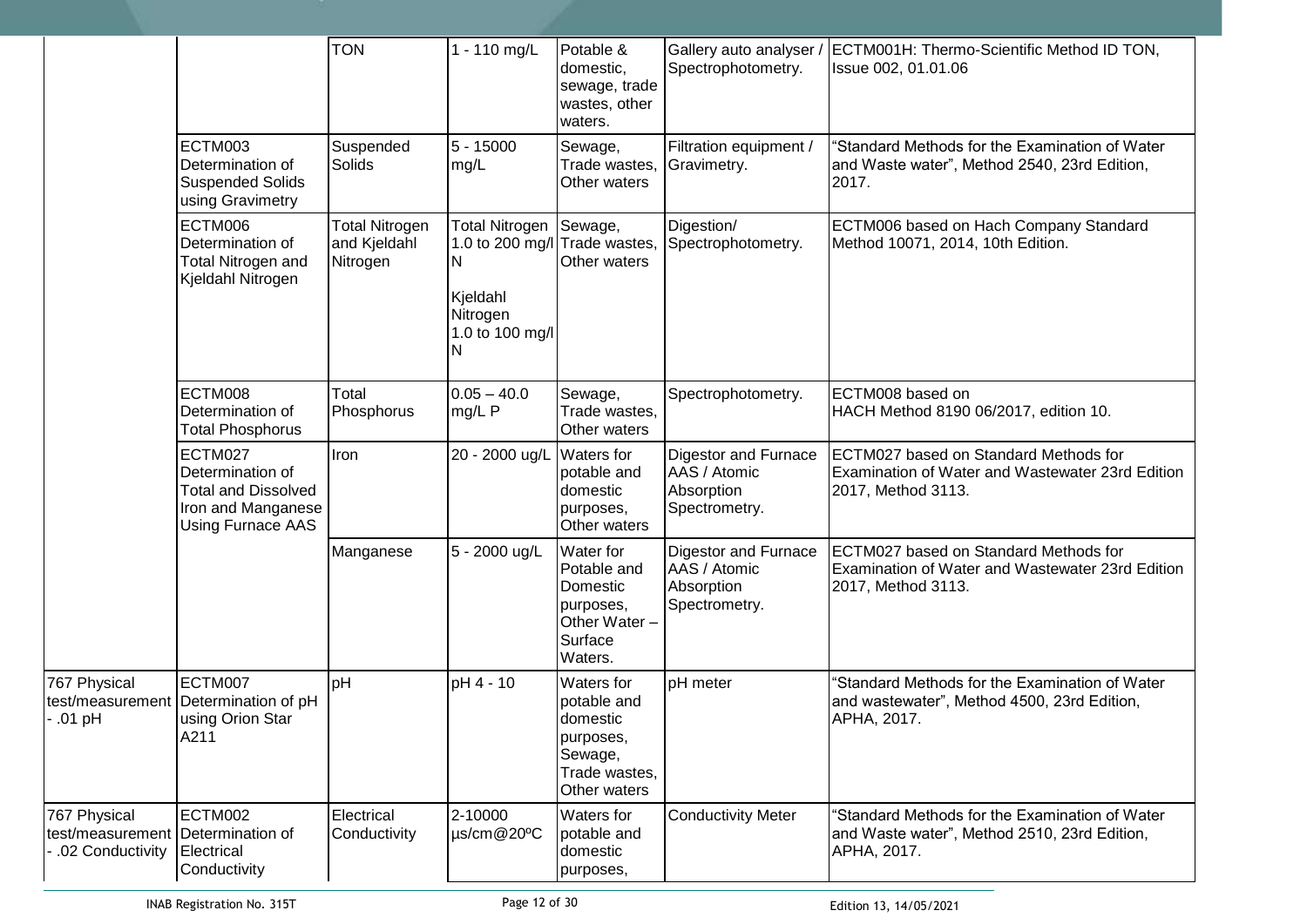| | | | | | | |
|---|---|---|---|---|---|---|
| | | TON | 1 - 110 mg/L | Potable & domestic, sewage, trade wastes, other waters. | Gallery auto analyser / Spectrophotometry. | ECTM001H: Thermo-Scientific Method ID TON, Issue 002, 01.01.06 |
| | ECTM003 Determination of Suspended Solids using Gravimetry | Suspended Solids | 5 - 15000 mg/L | Sewage, Trade wastes, Other waters | Filtration equipment / Gravimetry. | "Standard Methods for the Examination of Water and Waste water", Method 2540, 23rd Edition, 2017. |
| | ECTM006 Determination of Total Nitrogen and Kjeldahl Nitrogen | Total Nitrogen and Kjeldahl Nitrogen | Total Nitrogen 1.0 to 200 mg/l N<br><br>Kjeldahl Nitrogen 1.0 to 100 mg/l N | Sewage, Trade wastes, Other waters | Digestion/ Spectrophotometry. | ECTM006 based on Hach Company Standard Method 10071, 2014, 10th Edition. |
| | ECTM008 Determination of Total Phosphorus | Total Phosphorus | 0.05 – 40.0 mg/L P | Sewage, Trade wastes, Other waters | Spectrophotometry. | ECTM008 based on HACH Method 8190 06/2017, edition 10. |
| | ECTM027 Determination of Total and Dissolved Iron and Manganese Using Furnace AAS | Iron | 20 - 2000 ug/L | Waters for potable and domestic purposes, Other waters | Digestor and Furnace AAS / Atomic Absorption Spectrometry. | ECTM027 based on Standard Methods for Examination of Water and Wastewater 23rd Edition 2017, Method 3113. |
| | | Manganese | 5 - 2000 ug/L | Water for Potable and Domestic purposes, Other Water – Surface Waters. | Digestor and Furnace AAS / Atomic Absorption Spectrometry. | ECTM027 based on Standard Methods for Examination of Water and Wastewater 23rd Edition 2017, Method 3113. |
| 767 Physical test/measurement - .01 pH | ECTM007 Determination of pH using Orion Star A211 | pH | pH 4 - 10 | Waters for potable and domestic purposes, Sewage, Trade wastes, Other waters | pH meter | "Standard Methods for the Examination of Water and wastewater", Method 4500, 23rd Edition, APHA, 2017. |
| 767 Physical test/measurement - .02 Conductivity | ECTM002 Determination of Electrical Conductivity | Electrical Conductivity | 2-10000 µs/cm@20ºC | Waters for potable and domestic purposes, | Conductivity Meter | "Standard Methods for the Examination of Water and Waste water", Method 2510, 23rd Edition, APHA, 2017. |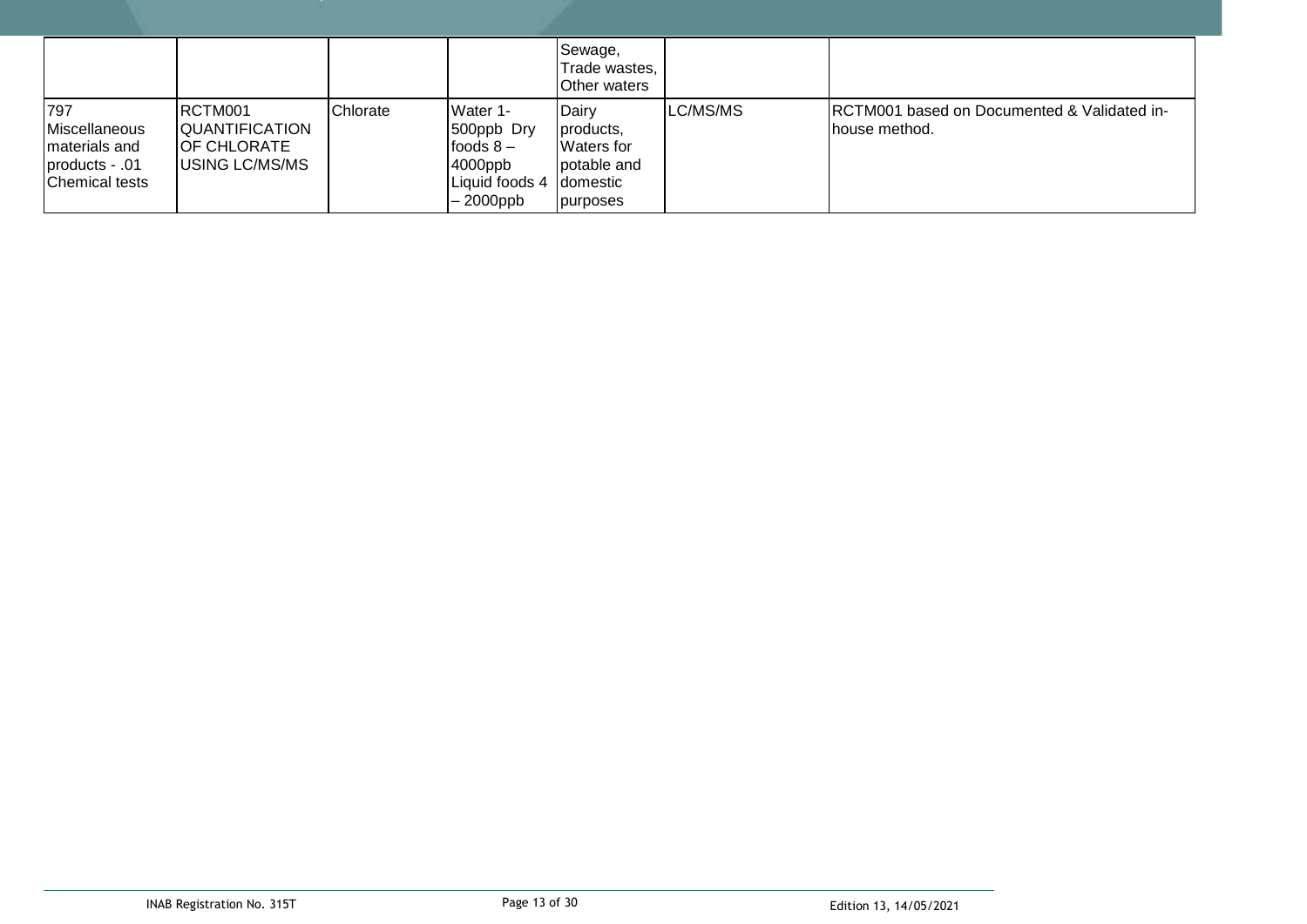| | | | | Sewage, Trade wastes, Other waters | | |
|---|---|---|---|---|---|---|
| 797 Miscellaneous materials and products - .01 Chemical tests | RCTM001 QUANTIFICATION OF CHLORATE USING LC/MS/MS | Chlorate | Water 1-500ppb Dry foods 8 – 4000ppb Liquid foods 4 – 2000ppb | Dairy products, Waters for potable and domestic purposes | LC/MS/MS | RCTM001 based on Documented & Validated in-house method. |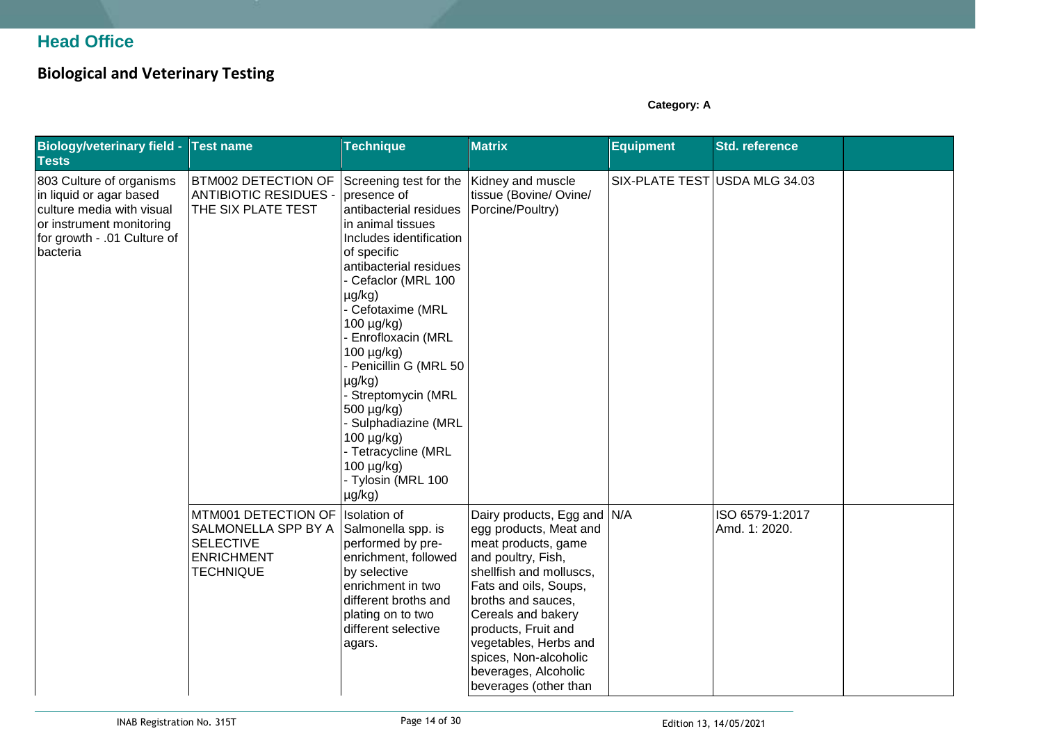## Head Office

### Biological and Veterinary Testing

**Category: A**

| Biology/veterinary field - Tests | Test name | Technique | Matrix | Equipment | Std. reference | |
|---|---|---|---|---|---|---|
| 803 Culture of organisms in liquid or agar based culture media with visual or instrument monitoring for growth - .01 Culture of bacteria | BTM002 DETECTION OF ANTIBIOTIC RESIDUES - THE SIX PLATE TEST | Screening test for the presence of antibacterial residues in animal tissues Includes identification of specific antibacterial residues<br>- Cefaclor (MRL 100 µg/kg)<br>- Cefotaxime (MRL 100 µg/kg)<br>- Enrofloxacin (MRL 100 µg/kg)<br>- Penicillin G (MRL 50 µg/kg)<br>- Streptomycin (MRL 500 µg/kg)<br>- Sulphadiazine (MRL 100 µg/kg)<br>- Tetracycline (MRL 100 µg/kg)<br>- Tylosin (MRL 100 µg/kg) | Kidney and muscle tissue (Bovine/ Ovine/ Porcine/Poultry) | SIX-PLATE TEST | USDA MLG 34.03 | |
| | MTM001 DETECTION OF SALMONELLA SPP BY A SELECTIVE ENRICHMENT TECHNIQUE | Isolation of Salmonella spp. is performed by pre-enrichment, followed by selective enrichment in two different broths and plating on to two different selective agars. | Dairy products, Egg and egg products, Meat and meat products, game and poultry, Fish, shellfish and molluscs, Fats and oils, Soups, broths and sauces, Cereals and bakery products, Fruit and vegetables, Herbs and spices, Non-alcoholic beverages, Alcoholic beverages (other than | N/A | ISO 6579-1:2017 Amd. 1: 2020. | |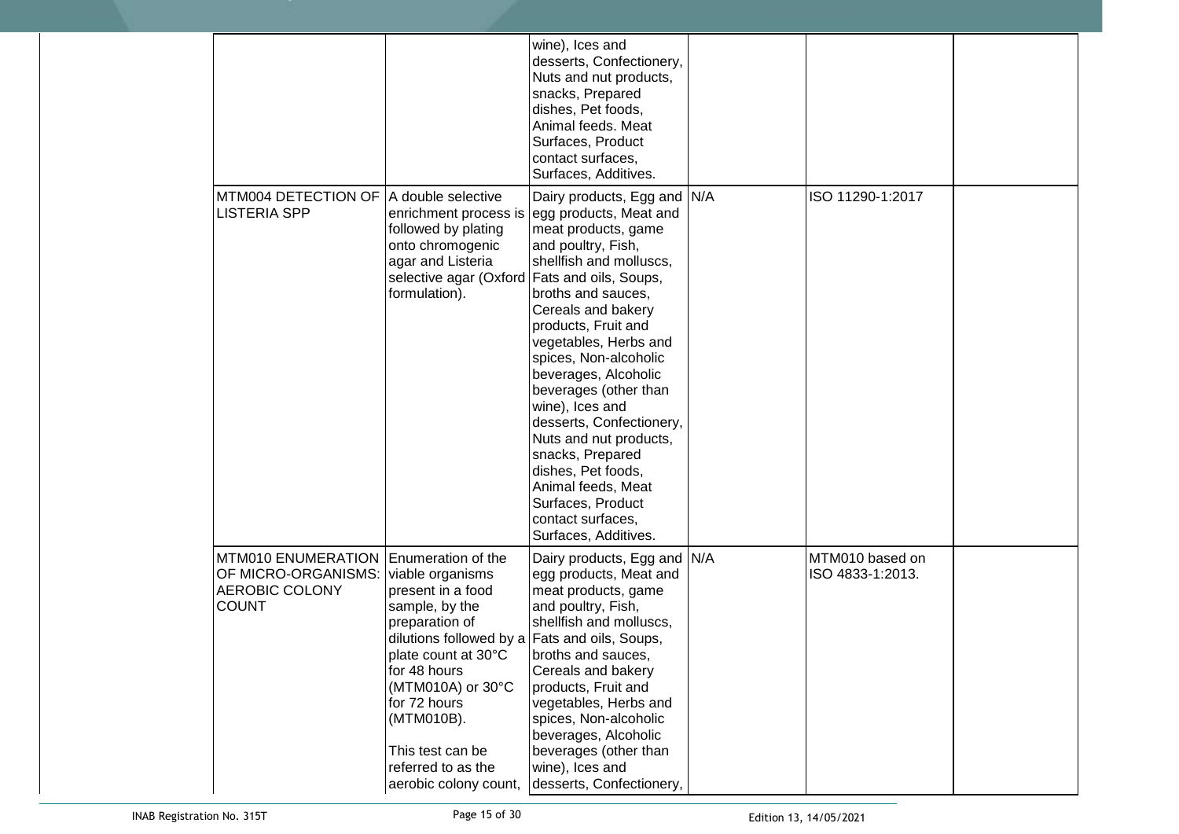| | | | | | |
|---|---|---|---|---|---|
| | | wine), Ices and desserts, Confectionery, Nuts and nut products, snacks, Prepared dishes, Pet foods, Animal feeds. Meat Surfaces, Product contact surfaces, Surfaces, Additives. | | | |
| MTM004 DETECTION OF LISTERIA SPP | A double selective enrichment process is followed by plating onto chromogenic agar and Listeria selective agar (Oxford formulation). | Dairy products, Egg and egg products, Meat and meat products, game and poultry, Fish, shellfish and molluscs, Fats and oils, Soups, broths and sauces, Cereals and bakery products, Fruit and vegetables, Herbs and spices, Non-alcoholic beverages, Alcoholic beverages (other than wine), Ices and desserts, Confectionery, Nuts and nut products, snacks, Prepared dishes, Pet foods, Animal feeds, Meat Surfaces, Product contact surfaces, Surfaces, Additives. | N/A | ISO 11290-1:2017 | |
| MTM010 ENUMERATION OF MICRO-ORGANISMS: AEROBIC COLONY COUNT | Enumeration of the viable organisms present in a food sample, by the preparation of dilutions followed by a plate count at 30°C for 48 hours (MTM010A) or 30°C for 72 hours (MTM010B).<br><br>This test can be referred to as the aerobic colony count, | Dairy products, Egg and egg products, Meat and meat products, game and poultry, Fish, shellfish and molluscs, Fats and oils, Soups, broths and sauces, Cereals and bakery products, Fruit and vegetables, Herbs and spices, Non-alcoholic beverages, Alcoholic beverages (other than wine), Ices and desserts, Confectionery, | N/A | MTM010 based on ISO 4833-1:2013. | |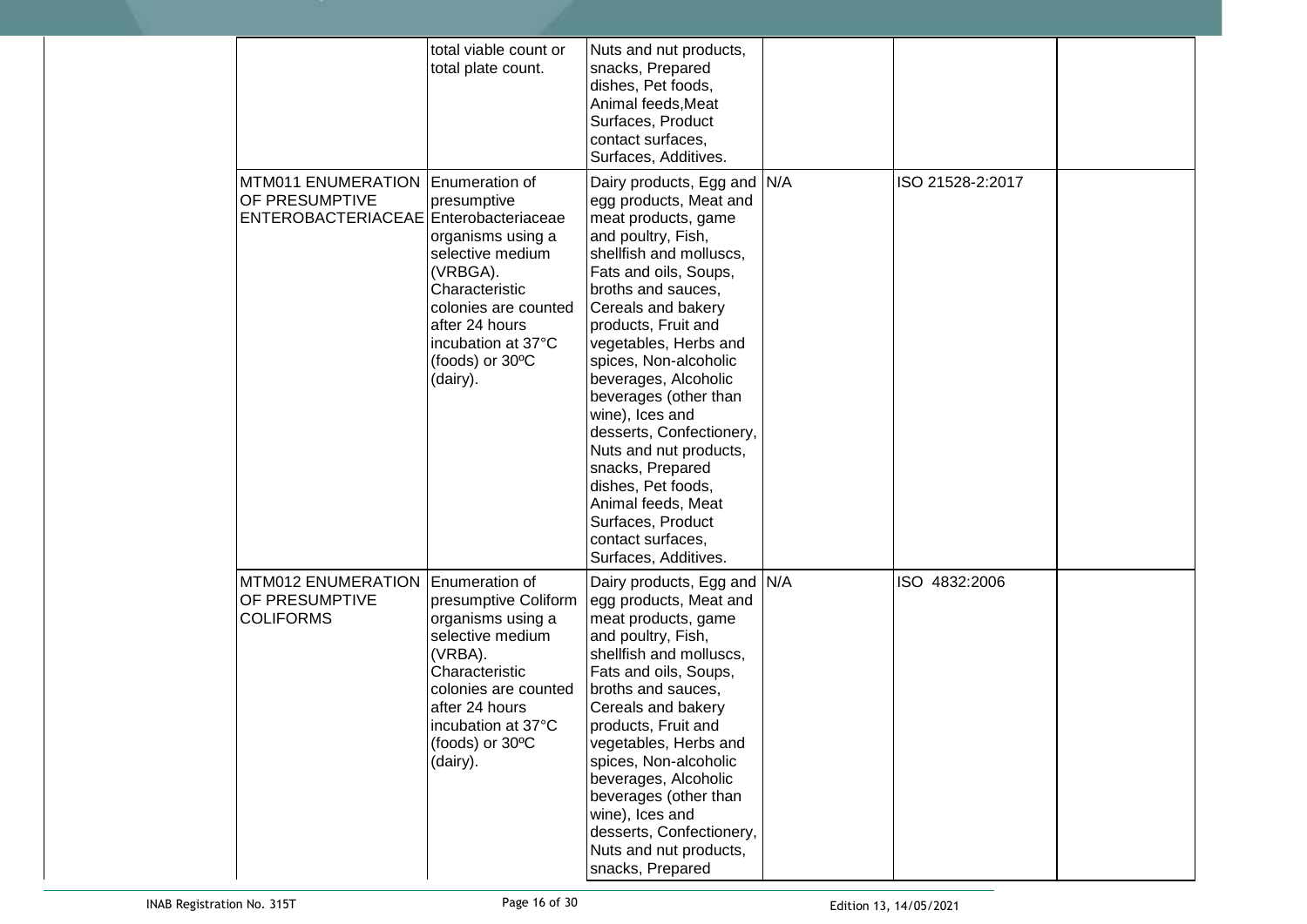| | | | | | |
|---|---|---|---|---|---|
| | total viable count or total plate count. | Nuts and nut products, snacks, Prepared dishes, Pet foods, Animal feeds,Meat Surfaces, Product contact surfaces, Surfaces, Additives. | | | |
| MTM011 ENUMERATION OF PRESUMPTIVE ENTEROBACTERIACEAE | Enumeration of presumptive Enterobacteriaceae organisms using a selective medium (VRBGA). Characteristic colonies are counted after 24 hours incubation at 37°C (foods) or 30ºC (dairy). | Dairy products, Egg and egg products, Meat and meat products, game and poultry, Fish, shellfish and molluscs, Fats and oils, Soups, broths and sauces, Cereals and bakery products, Fruit and vegetables, Herbs and spices, Non-alcoholic beverages, Alcoholic beverages (other than wine), Ices and desserts, Confectionery, Nuts and nut products, snacks, Prepared dishes, Pet foods, Animal feeds, Meat Surfaces, Product contact surfaces, Surfaces, Additives. | N/A | ISO 21528-2:2017 | |
| MTM012 ENUMERATION OF PRESUMPTIVE COLIFORMS | Enumeration of presumptive Coliform organisms using a selective medium (VRBA). Characteristic colonies are counted after 24 hours incubation at 37°C (foods) or 30ºC (dairy). | Dairy products, Egg and egg products, Meat and meat products, game and poultry, Fish, shellfish and molluscs, Fats and oils, Soups, broths and sauces, Cereals and bakery products, Fruit and vegetables, Herbs and spices, Non-alcoholic beverages, Alcoholic beverages (other than wine), Ices and desserts, Confectionery, Nuts and nut products, snacks, Prepared | N/A | ISO 4832:2006 | |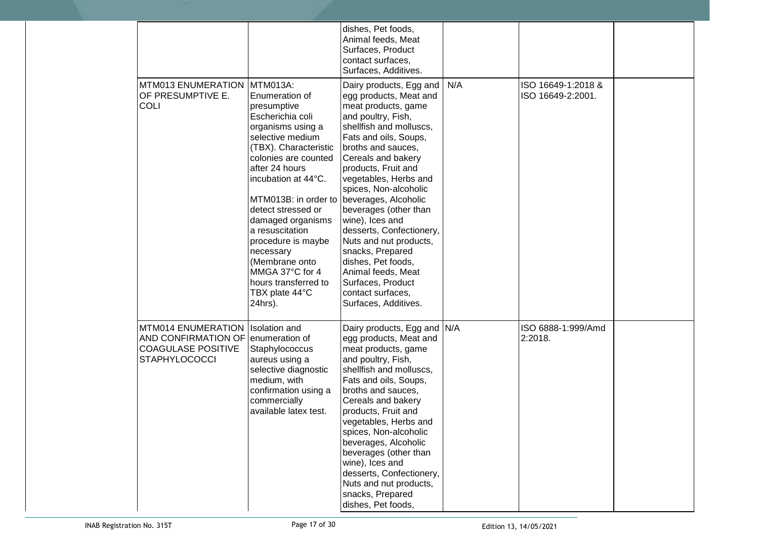| | | | | | |
|---|---|---|---|---|---|
| | | dishes, Pet foods, Animal feeds, Meat Surfaces, Product contact surfaces, Surfaces, Additives. | | | |
| MTM013 ENUMERATION OF PRESUMPTIVE E. COLI | MTM013A: Enumeration of presumptive Escherichia coli organisms using a selective medium (TBX). Characteristic colonies are counted after 24 hours incubation at 44°C.<br><br>MTM013B: in order to detect stressed or damaged organisms a resuscitation procedure is maybe necessary (Membrane onto MMGA 37°C for 4 hours transferred to TBX plate 44°C 24hrs). | Dairy products, Egg and egg products, Meat and meat products, game and poultry, Fish, shellfish and molluscs, Fats and oils, Soups, broths and sauces, Cereals and bakery products, Fruit and vegetables, Herbs and spices, Non-alcoholic beverages, Alcoholic beverages (other than wine), Ices and desserts, Confectionery, Nuts and nut products, snacks, Prepared dishes, Pet foods, Animal feeds, Meat Surfaces, Product contact surfaces, Surfaces, Additives. | N/A | ISO 16649-1:2018 & ISO 16649-2:2001. | |
| MTM014 ENUMERATION AND CONFIRMATION OF COAGULASE POSITIVE STAPHYLOCOCCI | Isolation and enumeration of Staphylococcus aureus using a selective diagnostic medium, with confirmation using a commercially available latex test. | Dairy products, Egg and egg products, Meat and meat products, game and poultry, Fish, shellfish and molluscs, Fats and oils, Soups, broths and sauces, Cereals and bakery products, Fruit and vegetables, Herbs and spices, Non-alcoholic beverages, Alcoholic beverages (other than wine), Ices and desserts, Confectionery, Nuts and nut products, snacks, Prepared dishes, Pet foods, | N/A | ISO 6888-1:999/Amd 2:2018. | |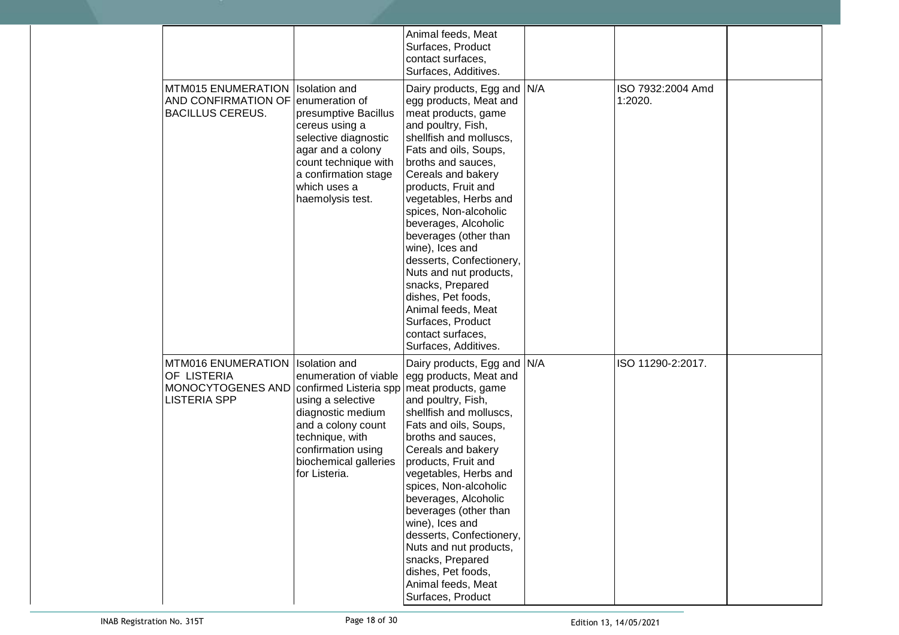| | | | | | |
|---|---|---|---|---|---|
| | | Animal feeds, Meat Surfaces, Product contact surfaces, Surfaces, Additives. | | | |
| MTM015 ENUMERATION AND CONFIRMATION OF BACILLUS CEREUS. | Isolation and enumeration of presumptive Bacillus cereus using a selective diagnostic agar and a colony count technique with a confirmation stage which uses a haemolysis test. | Dairy products, Egg and egg products, Meat and meat products, game and poultry, Fish, shellfish and molluscs, Fats and oils, Soups, broths and sauces, Cereals and bakery products, Fruit and vegetables, Herbs and spices, Non-alcoholic beverages, Alcoholic beverages (other than wine), Ices and desserts, Confectionery, Nuts and nut products, snacks, Prepared dishes, Pet foods, Animal feeds, Meat Surfaces, Product contact surfaces, Surfaces, Additives. | N/A | ISO 7932:2004 Amd 1:2020. | |
| MTM016 ENUMERATION OF LISTERIA MONOCYTOGENES AND LISTERIA SPP | Isolation and enumeration of viable confirmed Listeria spp using a selective diagnostic medium and a colony count technique, with confirmation using biochemical galleries for Listeria. | Dairy products, Egg and egg products, Meat and meat products, game and poultry, Fish, shellfish and molluscs, Fats and oils, Soups, broths and sauces, Cereals and bakery products, Fruit and vegetables, Herbs and spices, Non-alcoholic beverages, Alcoholic beverages (other than wine), Ices and desserts, Confectionery, Nuts and nut products, snacks, Prepared dishes, Pet foods, Animal feeds, Meat Surfaces, Product | N/A | ISO 11290-2:2017. | |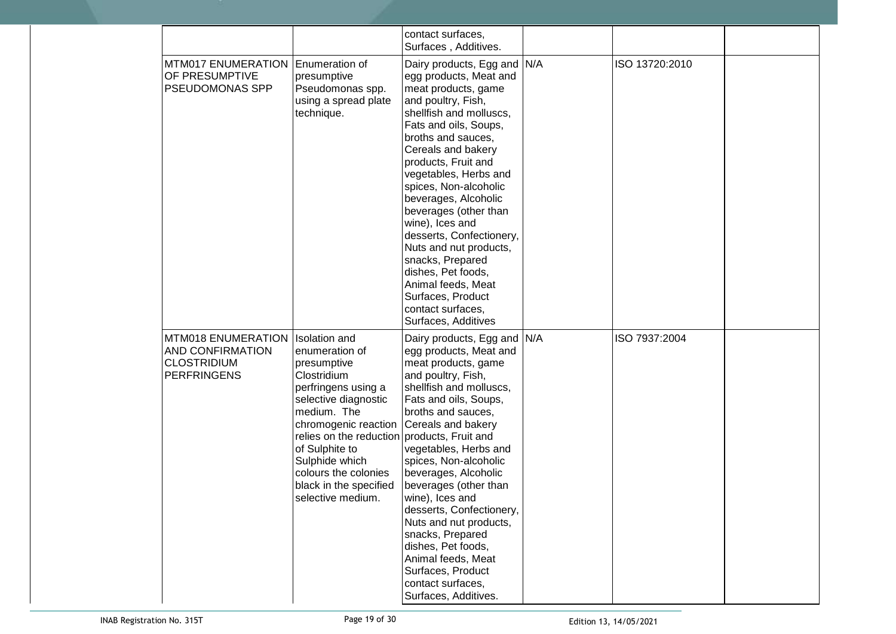| | | | | | |
|---|---|---|---|---|---|
| | | contact surfaces, Surfaces , Additives. | | | |
| MTM017 ENUMERATION OF PRESUMPTIVE PSEUDOMONAS SPP | Enumeration of presumptive Pseudomonas spp. using a spread plate technique. | Dairy products, Egg and egg products, Meat and meat products, game and poultry, Fish, shellfish and molluscs, Fats and oils, Soups, broths and sauces, Cereals and bakery products, Fruit and vegetables, Herbs and spices, Non-alcoholic beverages, Alcoholic beverages (other than wine), Ices and desserts, Confectionery, Nuts and nut products, snacks, Prepared dishes, Pet foods, Animal feeds, Meat Surfaces, Product contact surfaces, Surfaces, Additives | N/A | ISO 13720:2010 | |
| MTM018 ENUMERATION AND CONFIRMATION CLOSTRIDIUM PERFRINGENS | Isolation and enumeration of presumptive Clostridium perfringens using a selective diagnostic medium. The chromogenic reaction relies on the reduction of Sulphite to Sulphide which colours the colonies black in the specified selective medium. | Dairy products, Egg and egg products, Meat and meat products, game and poultry, Fish, shellfish and molluscs, Fats and oils, Soups, broths and sauces, Cereals and bakery products, Fruit and vegetables, Herbs and spices, Non-alcoholic beverages, Alcoholic beverages (other than wine), Ices and desserts, Confectionery, Nuts and nut products, snacks, Prepared dishes, Pet foods, Animal feeds, Meat Surfaces, Product contact surfaces, Surfaces, Additives. | N/A | ISO 7937:2004 | |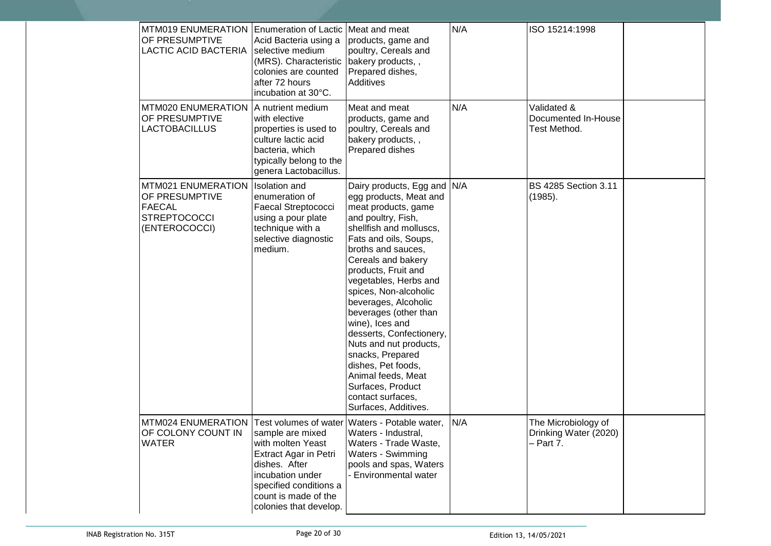| | | | | | |
|---|---|---|---|---|---|
| MTM019 ENUMERATION OF PRESUMPTIVE LACTIC ACID BACTERIA | Enumeration of Lactic Acid Bacteria using a selective medium (MRS). Characteristic colonies are counted after 72 hours incubation at 30°C. | Meat and meat products, game and poultry, Cereals and bakery products, , Prepared dishes, Additives | N/A | ISO 15214:1998 | |
| MTM020 ENUMERATION OF PRESUMPTIVE LACTOBACILLUS | A nutrient medium with elective properties is used to culture lactic acid bacteria, which typically belong to the genera Lactobacillus. | Meat and meat products, game and poultry, Cereals and bakery products, , Prepared dishes | N/A | Validated & Documented In-House Test Method. | |
| MTM021 ENUMERATION OF PRESUMPTIVE FAECAL STREPTOCOCCI (ENTEROCOCCI) | Isolation and enumeration of Faecal Streptococci using a pour plate technique with a selective diagnostic medium. | Dairy products, Egg and egg products, Meat and meat products, game and poultry, Fish, shellfish and molluscs, Fats and oils, Soups, broths and sauces, Cereals and bakery products, Fruit and vegetables, Herbs and spices, Non-alcoholic beverages, Alcoholic beverages (other than wine), Ices and desserts, Confectionery, Nuts and nut products, snacks, Prepared dishes, Pet foods, Animal feeds, Meat Surfaces, Product contact surfaces, Surfaces, Additives. | N/A | BS 4285 Section 3.11 (1985). | |
| MTM024 ENUMERATION OF COLONY COUNT IN WATER | Test volumes of water sample are mixed with molten Yeast Extract Agar in Petri dishes. After incubation under specified conditions a count is made of the colonies that develop. | Waters - Potable water, Waters - Industral, Waters - Trade Waste, Waters - Swimming pools and spas, Waters - Environmental water | N/A | The Microbiology of Drinking Water (2020) – Part 7. | |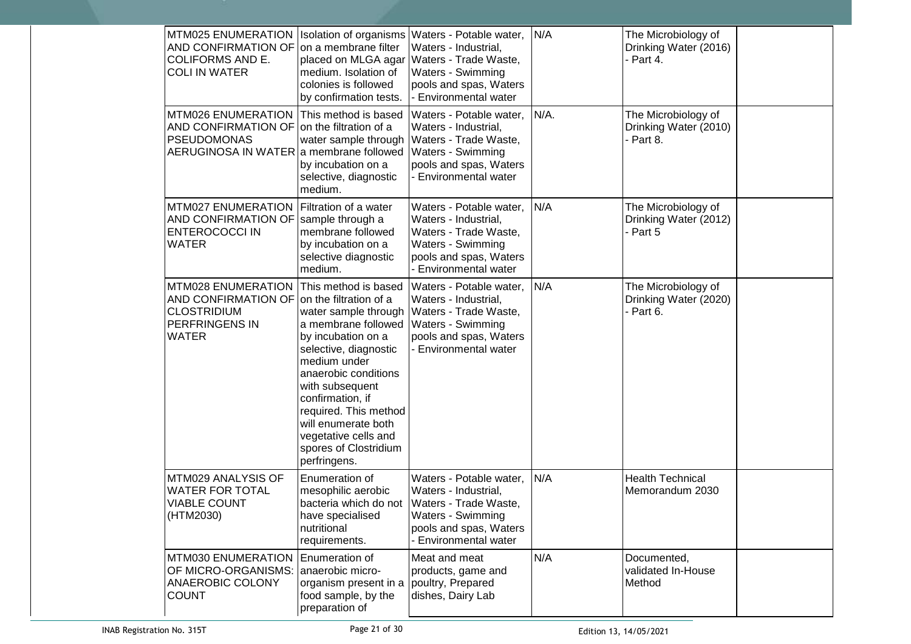| | | | | | |
|---|---|---|---|---|---|
| MTM025 ENUMERATION AND CONFIRMATION OF COLIFORMS AND E. COLI IN WATER | Isolation of organisms on a membrane filter placed on MLGA agar medium. Isolation of colonies is followed by confirmation tests. | Waters - Potable water, Waters - Industrial, Waters - Trade Waste, Waters - Swimming pools and spas, Waters - Environmental water | N/A | The Microbiology of Drinking Water (2016) - Part 4. | |
| MTM026 ENUMERATION AND CONFIRMATION OF PSEUDOMONAS AERUGINOSA IN WATER | This method is based on the filtration of a water sample through a membrane followed by incubation on a selective, diagnostic medium. | Waters - Potable water, Waters - Industrial, Waters - Trade Waste, Waters - Swimming pools and spas, Waters - Environmental water | N/A. | The Microbiology of Drinking Water (2010) - Part 8. | |
| MTM027 ENUMERATION AND CONFIRMATION OF ENTEROCOCCI IN WATER | Filtration of a water sample through a membrane followed by incubation on a selective diagnostic medium. | Waters - Potable water, Waters - Industrial, Waters - Trade Waste, Waters - Swimming pools and spas, Waters - Environmental water | N/A | The Microbiology of Drinking Water (2012) - Part 5 | |
| MTM028 ENUMERATION AND CONFIRMATION OF CLOSTRIDIUM PERFRINGENS IN WATER | This method is based on the filtration of a water sample through a membrane followed by incubation on a selective, diagnostic medium under anaerobic conditions with subsequent confirmation, if required. This method will enumerate both vegetative cells and spores of Clostridium perfringens. | Waters - Potable water, Waters - Industrial, Waters - Trade Waste, Waters - Swimming pools and spas, Waters - Environmental water | N/A | The Microbiology of Drinking Water (2020) - Part 6. | |
| MTM029 ANALYSIS OF WATER FOR TOTAL VIABLE COUNT (HTM2030) | Enumeration of mesophilic aerobic bacteria which do not have specialised nutritional requirements. | Waters - Potable water, Waters - Industrial, Waters - Trade Waste, Waters - Swimming pools and spas, Waters - Environmental water | N/A | Health Technical Memorandum 2030 | |
| MTM030 ENUMERATION OF MICRO-ORGANISMS: ANAEROBIC COLONY COUNT | Enumeration of anaerobic micro-organism present in a food sample, by the preparation of | Meat and meat products, game and poultry, Prepared dishes, Dairy Lab | N/A | Documented, validated In-House Method | |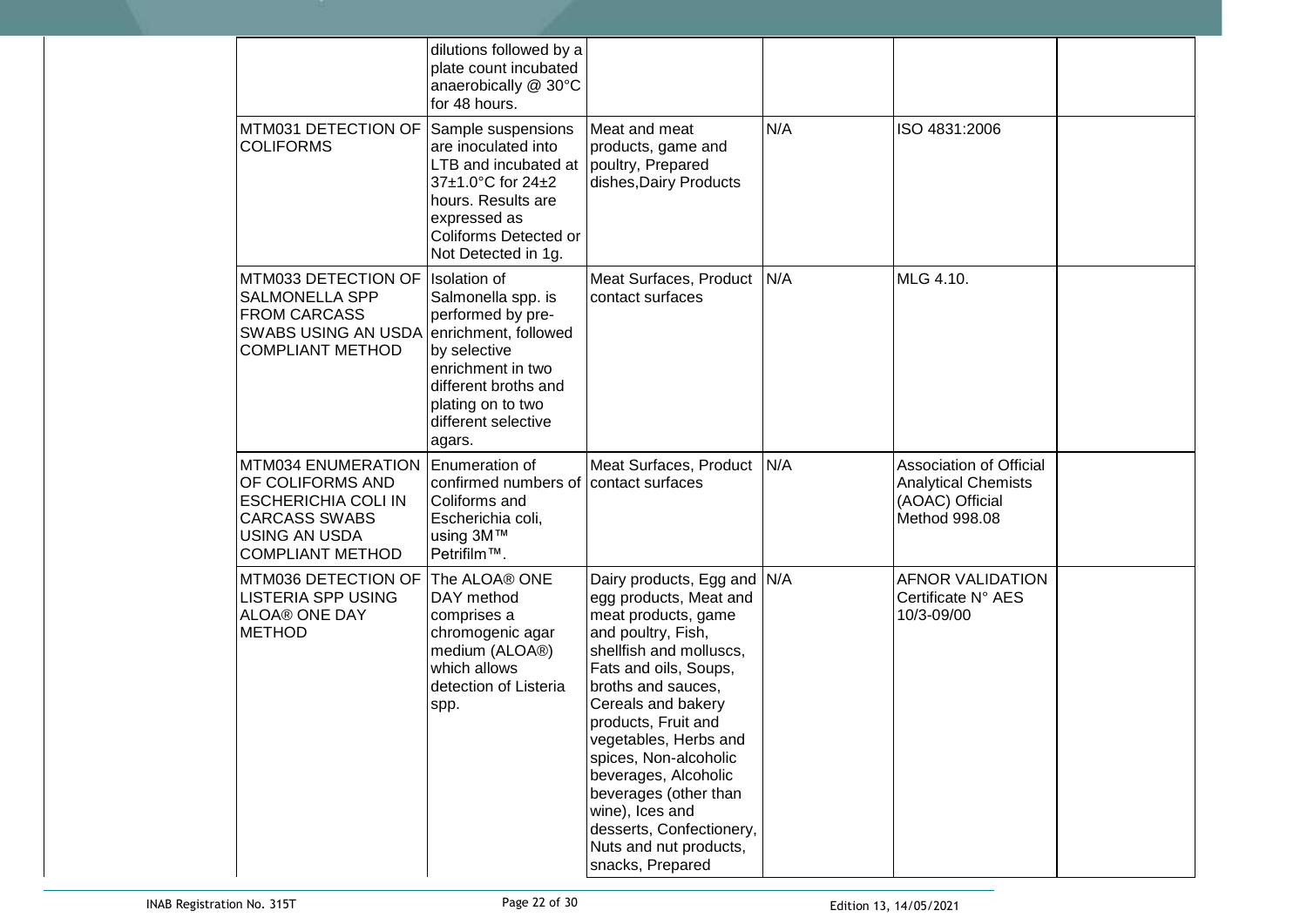| | | | | | |
|---|---|---|---|---|---|
| | dilutions followed by a plate count incubated anaerobically @ 30°C for 48 hours. | | | | |
| MTM031 DETECTION OF COLIFORMS | Sample suspensions are inoculated into LTB and incubated at 37±1.0°C for 24±2 hours. Results are expressed as Coliforms Detected or Not Detected in 1g. | Meat and meat products, game and poultry, Prepared dishes,Dairy Products | N/A | ISO 4831:2006 | |
| MTM033 DETECTION OF SALMONELLA SPP FROM CARCASS SWABS USING AN USDA COMPLIANT METHOD | Isolation of Salmonella spp. is performed by pre-enrichment, followed by selective enrichment in two different broths and plating on to two different selective agars. | Meat Surfaces, Product contact surfaces | N/A | MLG 4.10. | |
| MTM034 ENUMERATION OF COLIFORMS AND ESCHERICHIA COLI IN CARCASS SWABS USING AN USDA COMPLIANT METHOD | Enumeration of confirmed numbers of Coliforms and Escherichia coli, using 3M™ Petrifilm™. | Meat Surfaces, Product contact surfaces | N/A | Association of Official Analytical Chemists (AOAC) Official Method 998.08 | |
| MTM036 DETECTION OF LISTERIA SPP USING ALOA® ONE DAY METHOD | The ALOA® ONE DAY method comprises a chromogenic agar medium (ALOA®) which allows detection of Listeria spp. | Dairy products, Egg and egg products, Meat and meat products, game and poultry, Fish, shellfish and molluscs, Fats and oils, Soups, broths and sauces, Cereals and bakery products, Fruit and vegetables, Herbs and spices, Non-alcoholic beverages, Alcoholic beverages (other than wine), Ices and desserts, Confectionery, Nuts and nut products, snacks, Prepared | N/A | AFNOR VALIDATION Certificate N° AES 10/3-09/00 | |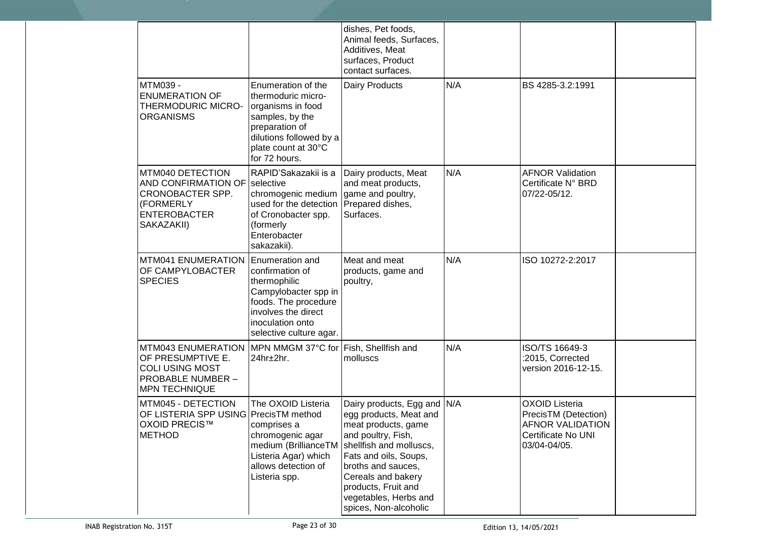| | | | | | |
|---|---|---|---|---|---|
| | | dishes, Pet foods, Animal feeds, Surfaces, Additives, Meat surfaces, Product contact surfaces. | | | |
| MTM039 - ENUMERATION OF THERMODURIC MICRO-ORGANISMS | Enumeration of the thermoduric micro-organisms in food samples, by the preparation of dilutions followed by a plate count at 30°C for 72 hours. | Dairy Products | N/A | BS 4285-3.2:1991 | |
| MTM040 DETECTION AND CONFIRMATION OF CRONOBACTER SPP. (FORMERLY ENTEROBACTER SAKAZAKII) | RAPID'Sakazakii is a selective chromogenic medium used for the detection of Cronobacter spp. (formerly Enterobacter sakazakii). | Dairy products, Meat and meat products, game and poultry, Prepared dishes, Surfaces. | N/A | AFNOR Validation Certificate N° BRD 07/22-05/12. | |
| MTM041 ENUMERATION OF CAMPYLOBACTER SPECIES | Enumeration and confirmation of thermophilic Campylobacter spp in foods. The procedure involves the direct inoculation onto selective culture agar. | Meat and meat products, game and poultry, | N/A | ISO 10272-2:2017 | |
| MTM043 ENUMERATION OF PRESUMPTIVE E. COLI USING MOST PROBABLE NUMBER – MPN TECHNIQUE | MPN MMGM 37°C for 24hr±2hr. | Fish, Shellfish and molluscs | N/A | ISO/TS 16649-3 :2015, Corrected version 2016-12-15. | |
| MTM045 - DETECTION OF LISTERIA SPP USING OXOID PRECIS™ METHOD | The OXOID Listeria PrecisTM method comprises a chromogenic agar medium (BrillianceTM Listeria Agar) which allows detection of Listeria spp. | Dairy products, Egg and egg products, Meat and meat products, game and poultry, Fish, shellfish and molluscs, Fats and oils, Soups, broths and sauces, Cereals and bakery products, Fruit and vegetables, Herbs and spices, Non-alcoholic | N/A | OXOID Listeria PrecisTM (Detection) AFNOR VALIDATION Certificate No UNI 03/04-04/05. | |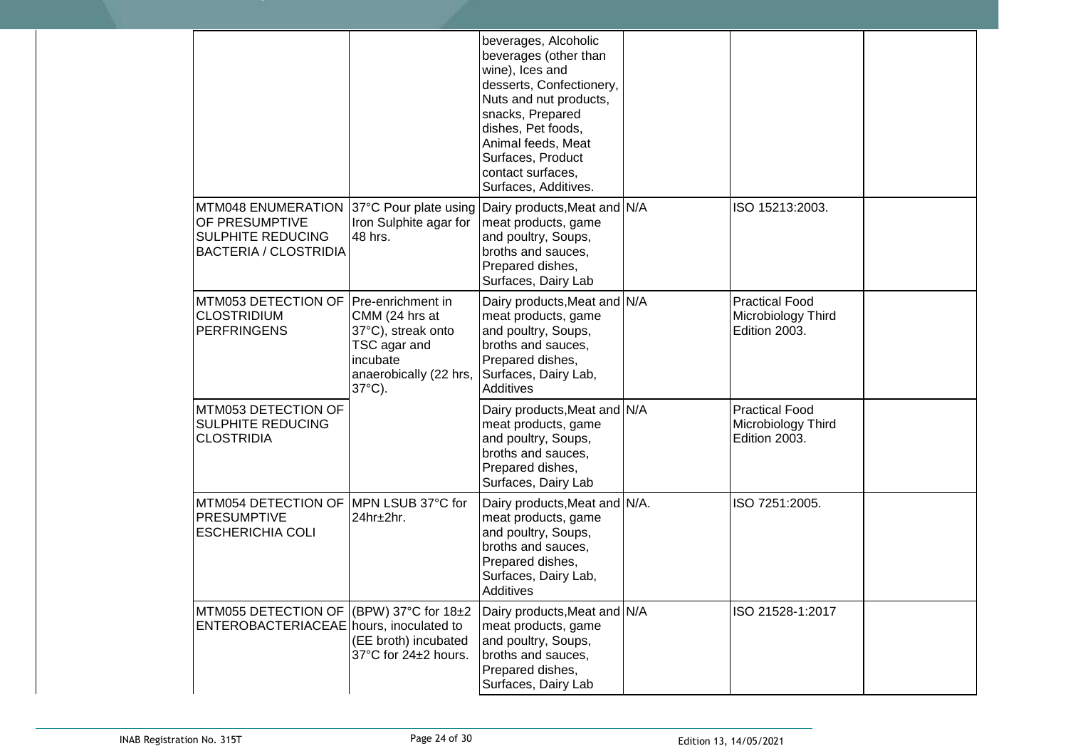| | | | | | |
|---|---|---|---|---|---|
| | | beverages, Alcoholic beverages (other than wine), Ices and desserts, Confectionery, Nuts and nut products, snacks, Prepared dishes, Pet foods, Animal feeds, Meat Surfaces, Product contact surfaces, Surfaces, Additives. | | | |
| MTM048 ENUMERATION OF PRESUMPTIVE SULPHITE REDUCING BACTERIA / CLOSTRIDIA | 37°C Pour plate using Iron Sulphite agar for 48 hrs. | Dairy products,Meat and meat products, game and poultry, Soups, broths and sauces, Prepared dishes, Surfaces, Dairy Lab | N/A | ISO 15213:2003. | |
| MTM053 DETECTION OF CLOSTRIDIUM PERFRINGENS | Pre-enrichment in CMM (24 hrs at 37°C), streak onto TSC agar and incubate anaerobically (22 hrs, 37°C). | Dairy products,Meat and meat products, game and poultry, Soups, broths and sauces, Prepared dishes, Surfaces, Dairy Lab, Additives | N/A | Practical Food Microbiology Third Edition 2003. | |
| MTM053 DETECTION OF SULPHITE REDUCING CLOSTRIDIA | | Dairy products,Meat and meat products, game and poultry, Soups, broths and sauces, Prepared dishes, Surfaces, Dairy Lab | N/A | Practical Food Microbiology Third Edition 2003. | |
| MTM054 DETECTION OF PRESUMPTIVE ESCHERICHIA COLI | MPN LSUB 37°C for 24hr±2hr. | Dairy products,Meat and meat products, game and poultry, Soups, broths and sauces, Prepared dishes, Surfaces, Dairy Lab, Additives | N/A. | ISO 7251:2005. | |
| MTM055 DETECTION OF ENTEROBACTERIACEAE | (BPW) 37°C for 18±2 hours, inoculated to (EE broth) incubated 37°C for 24±2 hours. | Dairy products,Meat and meat products, game and poultry, Soups, broths and sauces, Prepared dishes, Surfaces, Dairy Lab | N/A | ISO 21528-1:2017 | |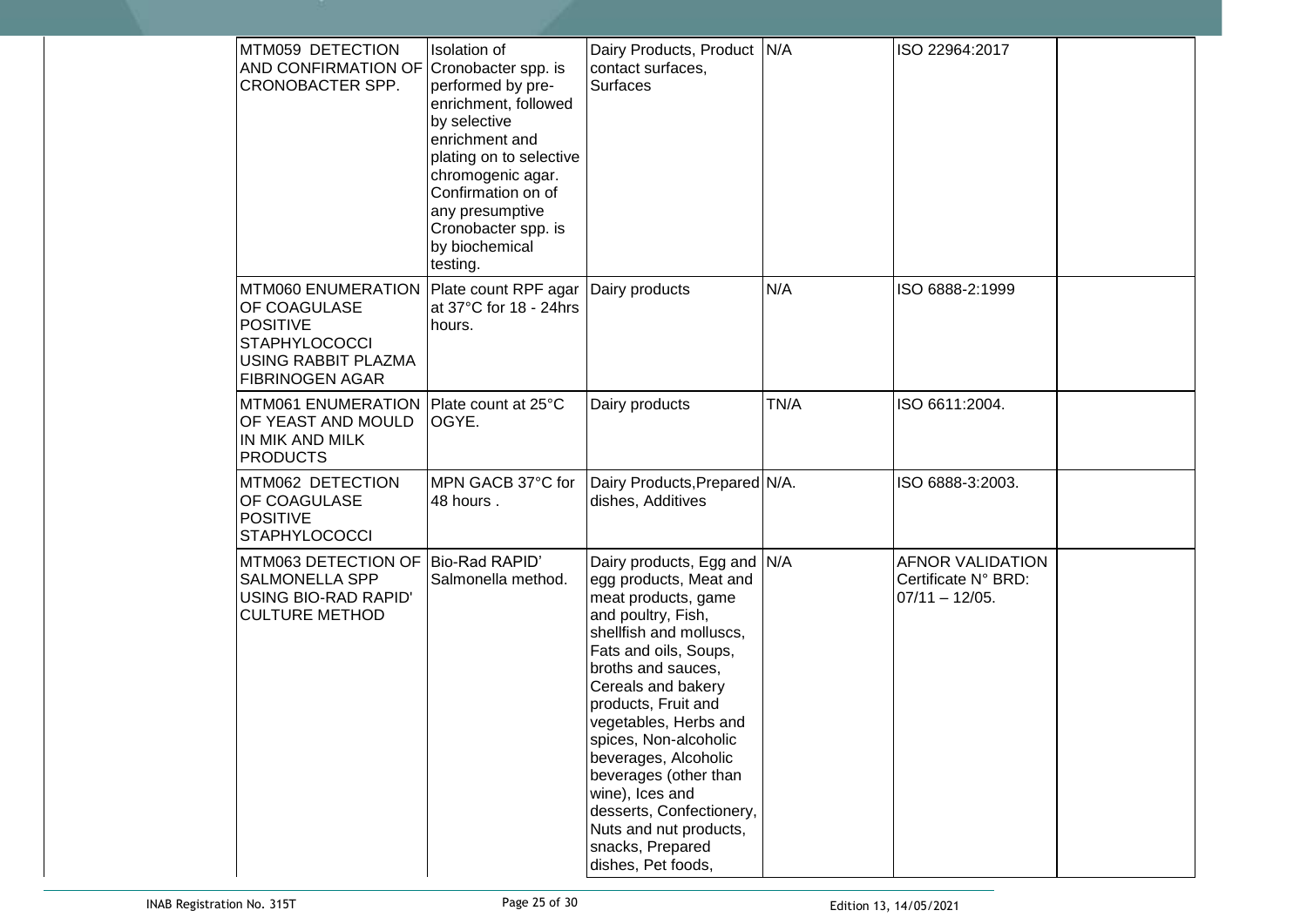| | | | | | |
|---|---|---|---|---|---|
| MTM059 DETECTION AND CONFIRMATION OF CRONOBACTER SPP. | Isolation of Cronobacter spp. is performed by pre-enrichment, followed by selective enrichment and plating on to selective chromogenic agar. Confirmation on of any presumptive Cronobacter spp. is by biochemical testing. | Dairy Products, Product contact surfaces, Surfaces | N/A | ISO 22964:2017 | |
| MTM060 ENUMERATION OF COAGULASE POSITIVE STAPHYLOCOCCI USING RABBIT PLAZMA FIBRINOGEN AGAR | Plate count RPF agar at 37°C for 18 - 24hrs hours. | Dairy products | N/A | ISO 6888-2:1999 | |
| MTM061 ENUMERATION OF YEAST AND MOULD IN MIK AND MILK PRODUCTS | Plate count at 25°C OGYE. | Dairy products | TN/A | ISO 6611:2004. | |
| MTM062 DETECTION OF COAGULASE POSITIVE STAPHYLOCOCCI | MPN GACB 37°C for 48 hours . | Dairy Products,Prepared dishes, Additives | N/A. | ISO 6888-3:2003. | |
| MTM063 DETECTION OF SALMONELLA SPP USING BIO-RAD RAPID' CULTURE METHOD | Bio-Rad RAPID' Salmonella method. | Dairy products, Egg and egg products, Meat and meat products, game and poultry, Fish, shellfish and molluscs, Fats and oils, Soups, broths and sauces, Cereals and bakery products, Fruit and vegetables, Herbs and spices, Non-alcoholic beverages, Alcoholic beverages (other than wine), Ices and desserts, Confectionery, Nuts and nut products, snacks, Prepared dishes, Pet foods, | N/A | AFNOR VALIDATION Certificate N° BRD: 07/11 – 12/05. | |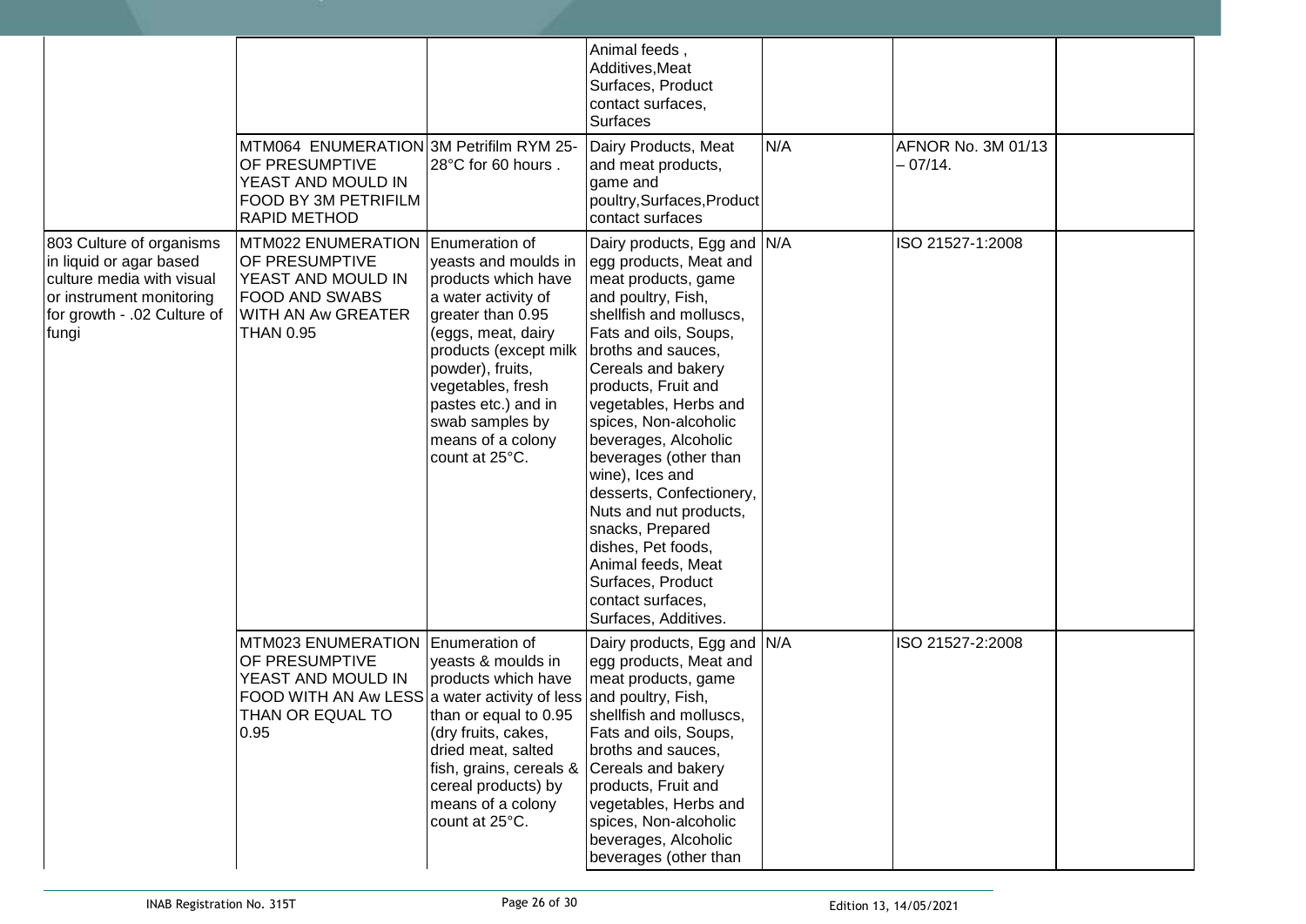| | | | | | | |
|---|---|---|---|---|---|---|
| | | | Animal feeds , Additives,Meat Surfaces, Product contact surfaces, Surfaces | | | |
| | MTM064 ENUMERATION OF PRESUMPTIVE YEAST AND MOULD IN FOOD BY 3M PETRIFILM RAPID METHOD | 3M Petrifilm RYM 25-28°C for 60 hours . | Dairy Products, Meat and meat products, game and poultry,Surfaces,Product contact surfaces | N/A | AFNOR No. 3M 01/13 – 07/14. | |
| 803 Culture of organisms in liquid or agar based culture media with visual or instrument monitoring for growth - .02 Culture of fungi | MTM022 ENUMERATION OF PRESUMPTIVE YEAST AND MOULD IN FOOD AND SWABS WITH AN Aw GREATER THAN 0.95 | Enumeration of yeasts and moulds in products which have a water activity of greater than 0.95 (eggs, meat, dairy products (except milk powder), fruits, vegetables, fresh pastes etc.) and in swab samples by means of a colony count at 25°C. | Dairy products, Egg and egg products, Meat and meat products, game and poultry, Fish, shellfish and molluscs, Fats and oils, Soups, broths and sauces, Cereals and bakery products, Fruit and vegetables, Herbs and spices, Non-alcoholic beverages, Alcoholic beverages (other than wine), Ices and desserts, Confectionery, Nuts and nut products, snacks, Prepared dishes, Pet foods, Animal feeds, Meat Surfaces, Product contact surfaces, Surfaces, Additives. | N/A | ISO 21527-1:2008 | |
| | MTM023 ENUMERATION OF PRESUMPTIVE YEAST AND MOULD IN FOOD WITH AN Aw LESS THAN OR EQUAL TO 0.95 | Enumeration of yeasts & moulds in products which have a water activity of less than or equal to 0.95 (dry fruits, cakes, dried meat, salted fish, grains, cereals & cereal products) by means of a colony count at 25°C. | Dairy products, Egg and egg products, Meat and meat products, game and poultry, Fish, shellfish and molluscs, Fats and oils, Soups, broths and sauces, Cereals and bakery products, Fruit and vegetables, Herbs and spices, Non-alcoholic beverages, Alcoholic beverages (other than | N/A | ISO 21527-2:2008 | |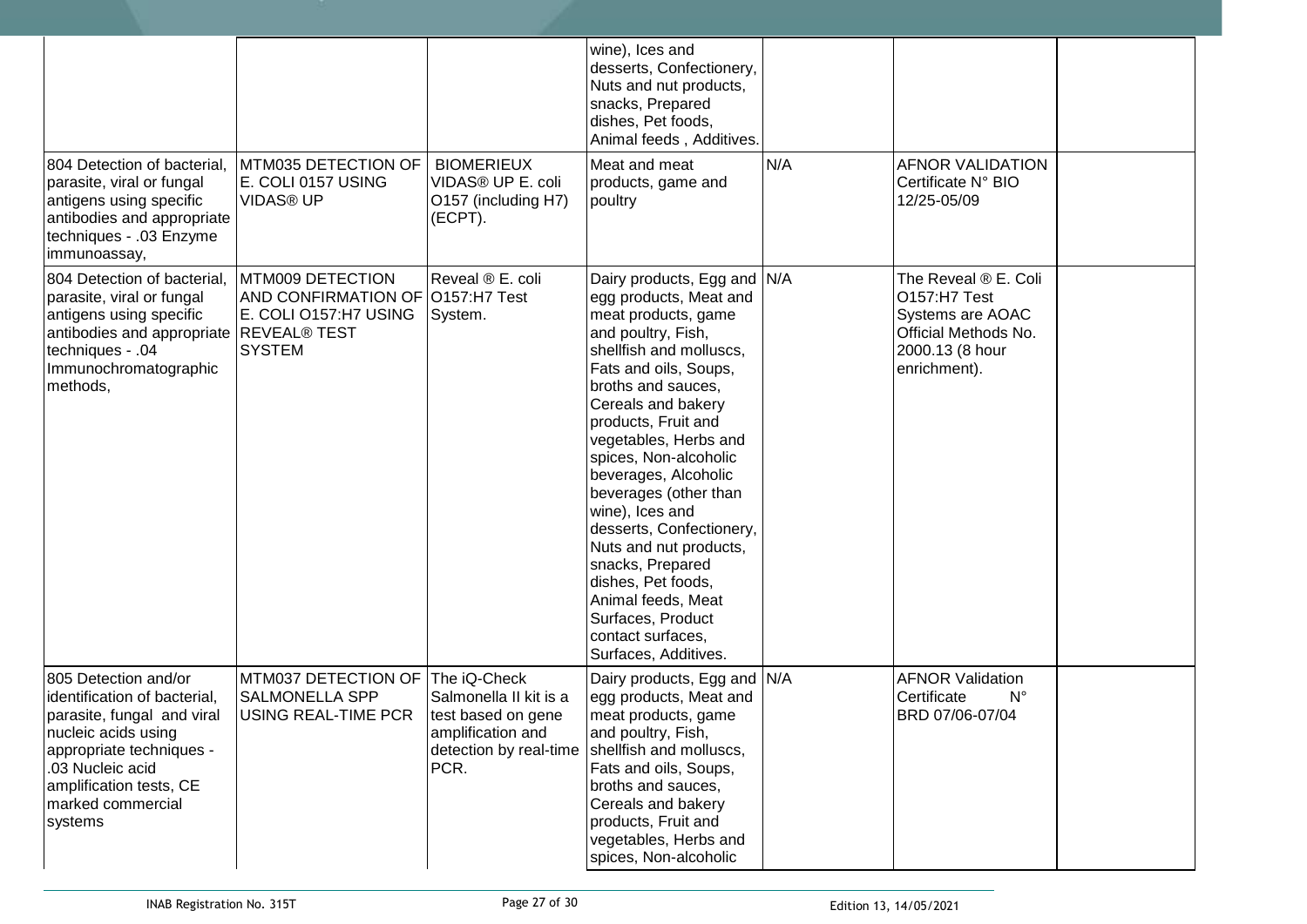| | | | | | | |
|---|---|---|---|---|---|---|
| | | | wine), Ices and desserts, Confectionery, Nuts and nut products, snacks, Prepared dishes, Pet foods, Animal feeds , Additives. | | | |
| 804 Detection of bacterial, parasite, viral or fungal antigens using specific antibodies and appropriate techniques - .03 Enzyme immunoassay, | MTM035 DETECTION OF E. COLI 0157 USING VIDAS® UP | BIOMERIEUX VIDAS® UP E. coli O157 (including H7) (ECPT). | Meat and meat products, game and poultry | N/A | AFNOR VALIDATION Certificate N° BIO 12/25-05/09 | |
| 804 Detection of bacterial, parasite, viral or fungal antigens using specific antibodies and appropriate techniques - .04 Immunochromatographic methods, | MTM009 DETECTION AND CONFIRMATION OF E. COLI O157:H7 USING REVEAL® TEST SYSTEM | Reveal ® E. coli O157:H7 Test System. | Dairy products, Egg and egg products, Meat and meat products, game and poultry, Fish, shellfish and molluscs, Fats and oils, Soups, broths and sauces, Cereals and bakery products, Fruit and vegetables, Herbs and spices, Non-alcoholic beverages, Alcoholic beverages (other than wine), Ices and desserts, Confectionery, Nuts and nut products, snacks, Prepared dishes, Pet foods, Animal feeds, Meat Surfaces, Product contact surfaces, Surfaces, Additives. | N/A | The Reveal ® E. Coli O157:H7 Test Systems are AOAC Official Methods No. 2000.13 (8 hour enrichment). | |
| 805 Detection and/or identification of bacterial, parasite, fungal and viral nucleic acids using appropriate techniques - .03 Nucleic acid amplification tests, CE marked commercial systems | MTM037 DETECTION OF SALMONELLA SPP USING REAL-TIME PCR | The iQ-Check Salmonella II kit is a test based on gene amplification and detection by real-time PCR. | Dairy products, Egg and egg products, Meat and meat products, game and poultry, Fish, shellfish and molluscs, Fats and oils, Soups, broths and sauces, Cereals and bakery products, Fruit and vegetables, Herbs and spices, Non-alcoholic | N/A | AFNOR Validation Certificate N° BRD 07/06-07/04 | |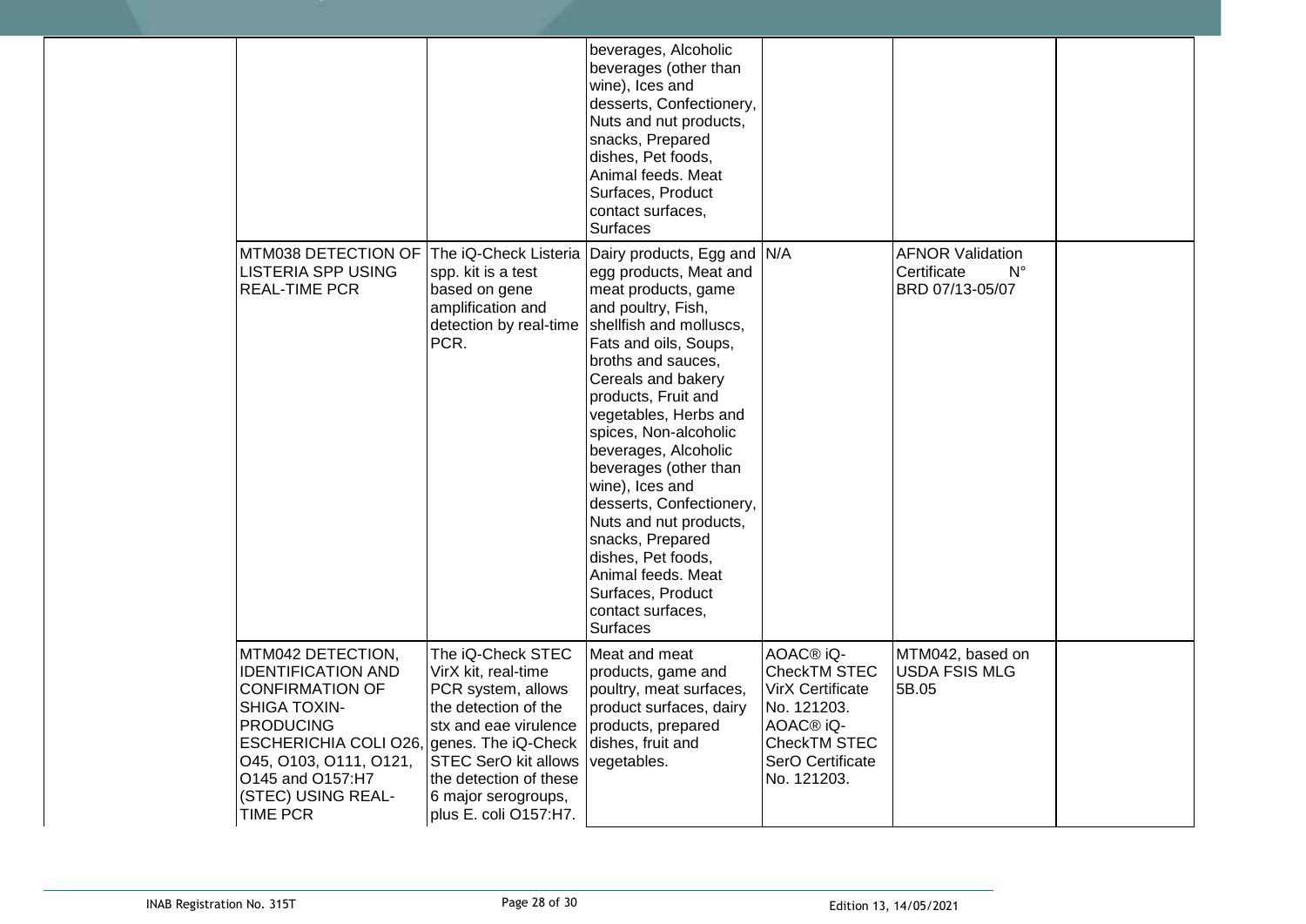| | | | | | | |
|---|---|---|---|---|---|---|
| | | | beverages, Alcoholic beverages (other than wine), Ices and desserts, Confectionery, Nuts and nut products, snacks, Prepared dishes, Pet foods, Animal feeds. Meat Surfaces, Product contact surfaces, Surfaces | | | |
| | MTM038 DETECTION OF LISTERIA SPP USING REAL-TIME PCR | The iQ-Check Listeria spp. kit is a test based on gene amplification and detection by real-time PCR. | Dairy products, Egg and egg products, Meat and meat products, game and poultry, Fish, shellfish and molluscs, Fats and oils, Soups, broths and sauces, Cereals and bakery products, Fruit and vegetables, Herbs and spices, Non-alcoholic beverages, Alcoholic beverages (other than wine), Ices and desserts, Confectionery, Nuts and nut products, snacks, Prepared dishes, Pet foods, Animal feeds. Meat Surfaces, Product contact surfaces, Surfaces | N/A | AFNOR Validation Certificate N° BRD 07/13-05/07 | |
| | MTM042 DETECTION, IDENTIFICATION AND CONFIRMATION OF SHIGA TOXIN-PRODUCING ESCHERICHIA COLI O26, O45, O103, O111, O121, O145 and O157:H7 (STEC) USING REAL-TIME PCR | The iQ-Check STEC VirX kit, real-time PCR system, allows the detection of the stx and eae virulence genes. The iQ-Check STEC SerO kit allows the detection of these 6 major serogroups, plus E. coli O157:H7. | Meat and meat products, game and poultry, meat surfaces, product surfaces, dairy products, prepared dishes, fruit and vegetables. | AOAC® iQ-CheckTM STEC VirX Certificate No. 121203. AOAC® iQ-CheckTM STEC SerO Certificate No. 121203. | MTM042, based on USDA FSIS MLG 5B.05 | |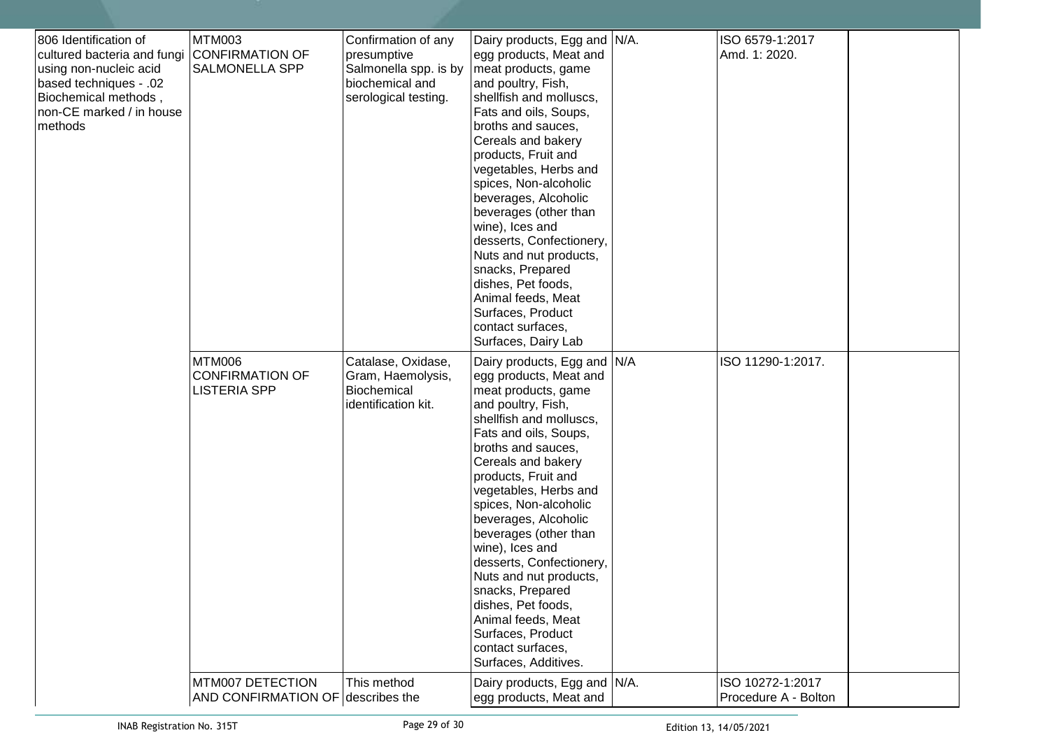| | | | | | | |
|---|---|---|---|---|---|---|
| 806 Identification of cultured bacteria and fungi using non-nucleic acid based techniques - .02 Biochemical methods , non-CE marked / in house methods | MTM003 CONFIRMATION OF SALMONELLA SPP | Confirmation of any presumptive Salmonella spp. is by biochemical and serological testing. | Dairy products, Egg and egg products, Meat and meat products, game and poultry, Fish, shellfish and molluscs, Fats and oils, Soups, broths and sauces, Cereals and bakery products, Fruit and vegetables, Herbs and spices, Non-alcoholic beverages, Alcoholic beverages (other than wine), Ices and desserts, Confectionery, Nuts and nut products, snacks, Prepared dishes, Pet foods, Animal feeds, Meat Surfaces, Product contact surfaces, Surfaces, Dairy Lab | N/A. | ISO 6579-1:2017 Amd. 1: 2020. | |
| | MTM006 CONFIRMATION OF LISTERIA SPP | Catalase, Oxidase, Gram, Haemolysis, Biochemical identification kit. | Dairy products, Egg and egg products, Meat and meat products, game and poultry, Fish, shellfish and molluscs, Fats and oils, Soups, broths and sauces, Cereals and bakery products, Fruit and vegetables, Herbs and spices, Non-alcoholic beverages, Alcoholic beverages (other than wine), Ices and desserts, Confectionery, Nuts and nut products, snacks, Prepared dishes, Pet foods, Animal feeds, Meat Surfaces, Product contact surfaces, Surfaces, Additives. | N/A | ISO 11290-1:2017. | |
| | MTM007 DETECTION AND CONFIRMATION OF | This method describes the | Dairy products, Egg and egg products, Meat and | N/A. | ISO 10272-1:2017 Procedure A - Bolton | |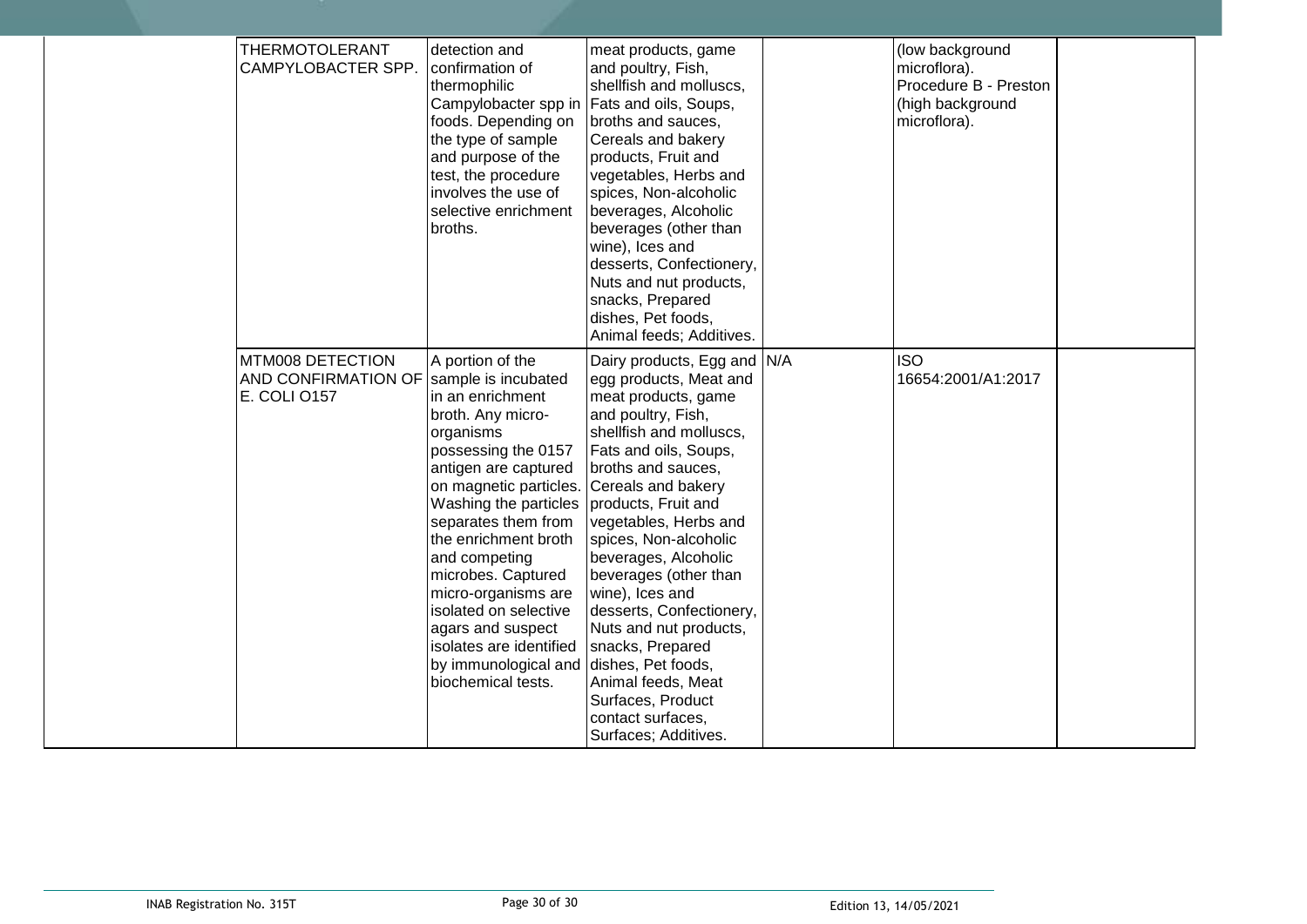| | | | | | | |
|---|---|---|---|---|---|---|
| | THERMOTOLERANT CAMPYLOBACTER SPP. | detection and confirmation of thermophilic Campylobacter spp in foods. Depending on the type of sample and purpose of the test, the procedure involves the use of selective enrichment broths. | meat products, game and poultry, Fish, shellfish and molluscs, Fats and oils, Soups, broths and sauces, Cereals and bakery products, Fruit and vegetables, Herbs and spices, Non-alcoholic beverages, Alcoholic beverages (other than wine), Ices and desserts, Confectionery, Nuts and nut products, snacks, Prepared dishes, Pet foods, Animal feeds; Additives. | | (low background microflora). Procedure B - Preston (high background microflora). | |
| | MTM008 DETECTION AND CONFIRMATION OF E. COLI O157 | A portion of the sample is incubated in an enrichment broth. Any micro-organisms possessing the 0157 antigen are captured on magnetic particles. Washing the particles separates them from the enrichment broth and competing microbes. Captured micro-organisms are isolated on selective agars and suspect isolates are identified by immunological and biochemical tests. | Dairy products, Egg and egg products, Meat and meat products, game and poultry, Fish, shellfish and molluscs, Fats and oils, Soups, broths and sauces, Cereals and bakery products, Fruit and vegetables, Herbs and spices, Non-alcoholic beverages, Alcoholic beverages (other than wine), Ices and desserts, Confectionery, Nuts and nut products, snacks, Prepared dishes, Pet foods, Animal feeds, Meat Surfaces, Product contact surfaces, Surfaces; Additives. | N/A | ISO 16654:2001/A1:2017 | |